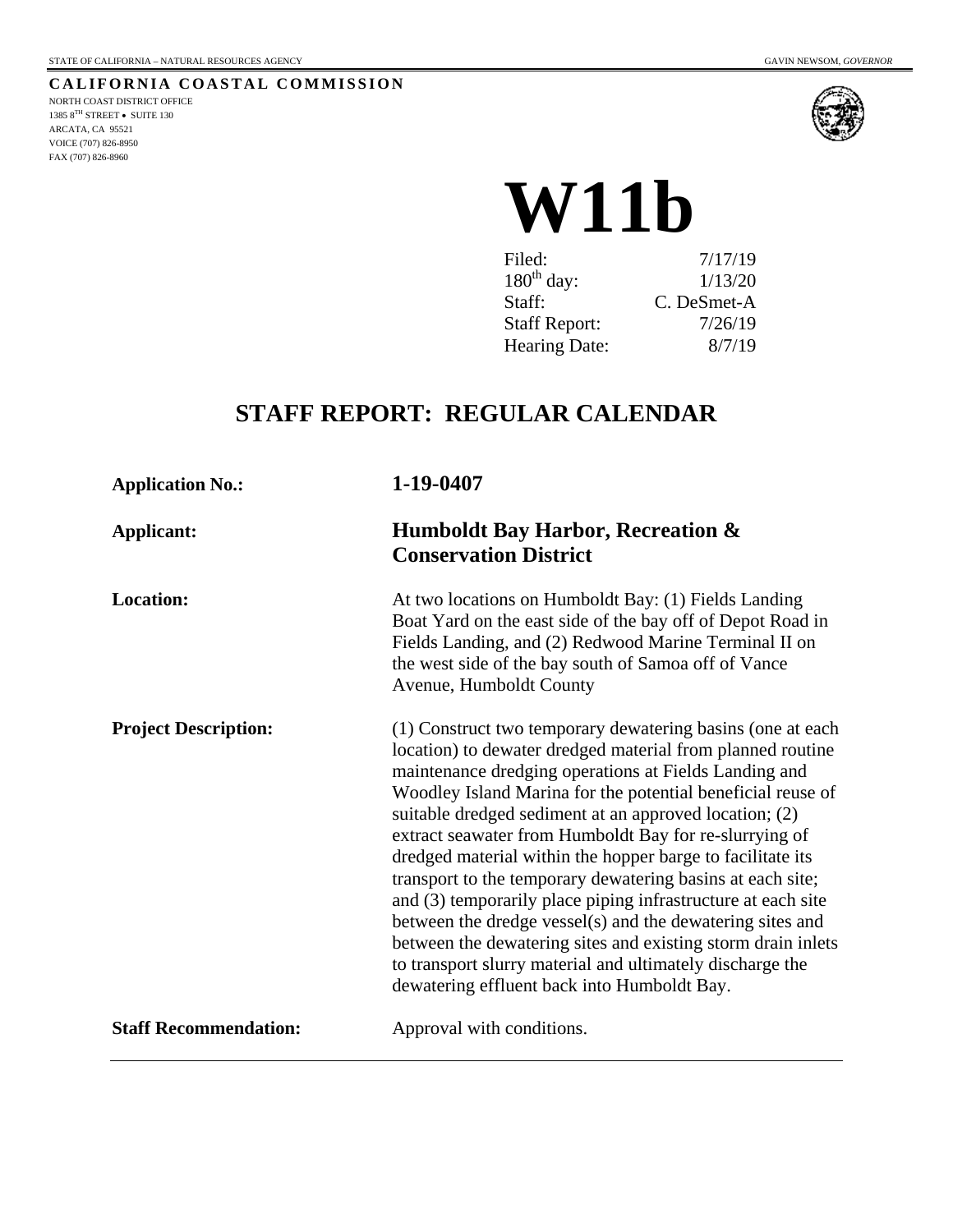STATE OF CALIFORNIA – NATURAL RESOURCES AGENCY GAVIN NEWSOM, *GOVERNOR*

**CALIFORNIA COASTAL COMMISSION**
NORTH COAST DISTRICT OFFICE
1385 8TH STREET • SUITE 130
ARCATA, CA 95521
VOICE (707) 826-8950
FAX (707) 826-8960

# W11b

| | |
|---|---|
| Filed: | 7/17/19 |
| 180th day: | 1/13/20 |
| Staff: | C. DeSmet-A |
| Staff Report: | 7/26/19 |
| Hearing Date: | 8/7/19 |

## STAFF REPORT: REGULAR CALENDAR

**Application No.:** **1-19-0407**

**Applicant:** **Humboldt Bay Harbor, Recreation & Conservation District**

**Location:** At two locations on Humboldt Bay: (1) Fields Landing Boat Yard on the east side of the bay off of Depot Road in Fields Landing, and (2) Redwood Marine Terminal II on the west side of the bay south of Samoa off of Vance Avenue, Humboldt County

**Project Description:** (1) Construct two temporary dewatering basins (one at each location) to dewater dredged material from planned routine maintenance dredging operations at Fields Landing and Woodley Island Marina for the potential beneficial reuse of suitable dredged sediment at an approved location; (2) extract seawater from Humboldt Bay for re-slurrying of dredged material within the hopper barge to facilitate its transport to the temporary dewatering basins at each site; and (3) temporarily place piping infrastructure at each site between the dredge vessel(s) and the dewatering sites and between the dewatering sites and existing storm drain inlets to transport slurry material and ultimately discharge the dewatering effluent back into Humboldt Bay.

**Staff Recommendation:** Approval with conditions.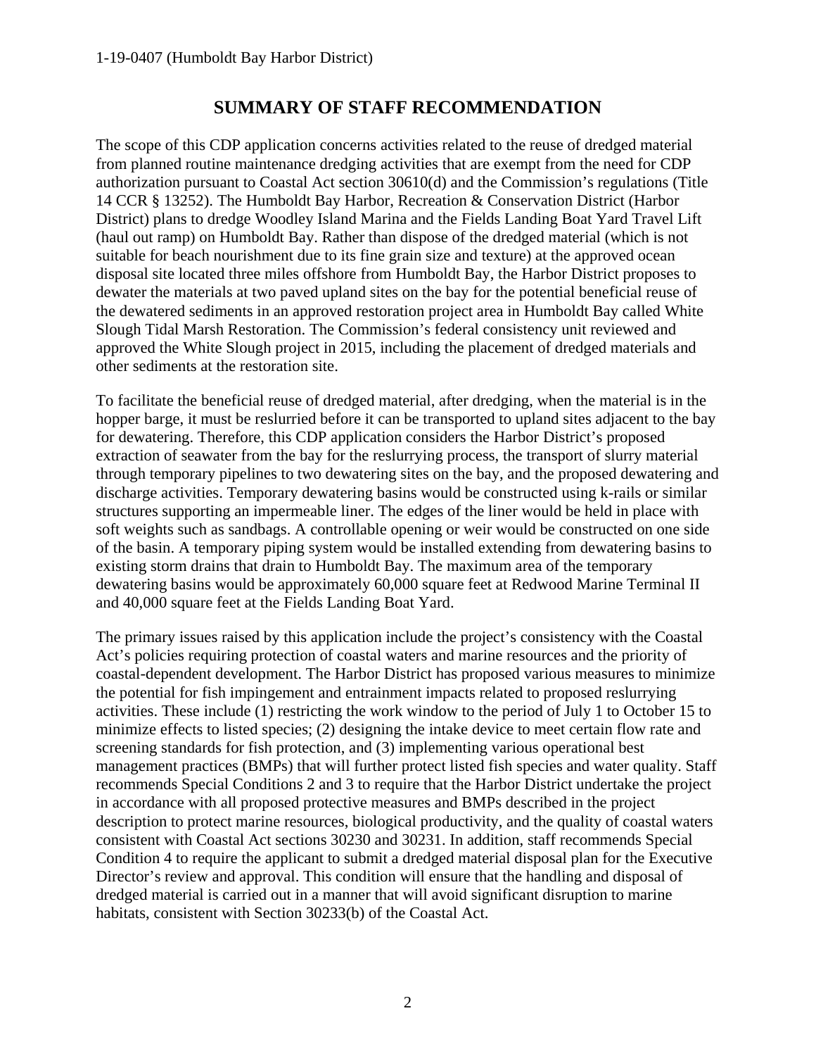## SUMMARY OF STAFF RECOMMENDATION

The scope of this CDP application concerns activities related to the reuse of dredged material from planned routine maintenance dredging activities that are exempt from the need for CDP authorization pursuant to Coastal Act section 30610(d) and the Commission's regulations (Title 14 CCR § 13252). The Humboldt Bay Harbor, Recreation & Conservation District (Harbor District) plans to dredge Woodley Island Marina and the Fields Landing Boat Yard Travel Lift (haul out ramp) on Humboldt Bay. Rather than dispose of the dredged material (which is not suitable for beach nourishment due to its fine grain size and texture) at the approved ocean disposal site located three miles offshore from Humboldt Bay, the Harbor District proposes to dewater the materials at two paved upland sites on the bay for the potential beneficial reuse of the dewatered sediments in an approved restoration project area in Humboldt Bay called White Slough Tidal Marsh Restoration. The Commission's federal consistency unit reviewed and approved the White Slough project in 2015, including the placement of dredged materials and other sediments at the restoration site.

To facilitate the beneficial reuse of dredged material, after dredging, when the material is in the hopper barge, it must be reslurried before it can be transported to upland sites adjacent to the bay for dewatering. Therefore, this CDP application considers the Harbor District's proposed extraction of seawater from the bay for the reslurrying process, the transport of slurry material through temporary pipelines to two dewatering sites on the bay, and the proposed dewatering and discharge activities. Temporary dewatering basins would be constructed using k-rails or similar structures supporting an impermeable liner. The edges of the liner would be held in place with soft weights such as sandbags. A controllable opening or weir would be constructed on one side of the basin. A temporary piping system would be installed extending from dewatering basins to existing storm drains that drain to Humboldt Bay. The maximum area of the temporary dewatering basins would be approximately 60,000 square feet at Redwood Marine Terminal II and 40,000 square feet at the Fields Landing Boat Yard.

The primary issues raised by this application include the project's consistency with the Coastal Act's policies requiring protection of coastal waters and marine resources and the priority of coastal-dependent development. The Harbor District has proposed various measures to minimize the potential for fish impingement and entrainment impacts related to proposed reslurrying activities. These include (1) restricting the work window to the period of July 1 to October 15 to minimize effects to listed species; (2) designing the intake device to meet certain flow rate and screening standards for fish protection, and (3) implementing various operational best management practices (BMPs) that will further protect listed fish species and water quality. Staff recommends Special Conditions 2 and 3 to require that the Harbor District undertake the project in accordance with all proposed protective measures and BMPs described in the project description to protect marine resources, biological productivity, and the quality of coastal waters consistent with Coastal Act sections 30230 and 30231. In addition, staff recommends Special Condition 4 to require the applicant to submit a dredged material disposal plan for the Executive Director's review and approval. This condition will ensure that the handling and disposal of dredged material is carried out in a manner that will avoid significant disruption to marine habitats, consistent with Section 30233(b) of the Coastal Act.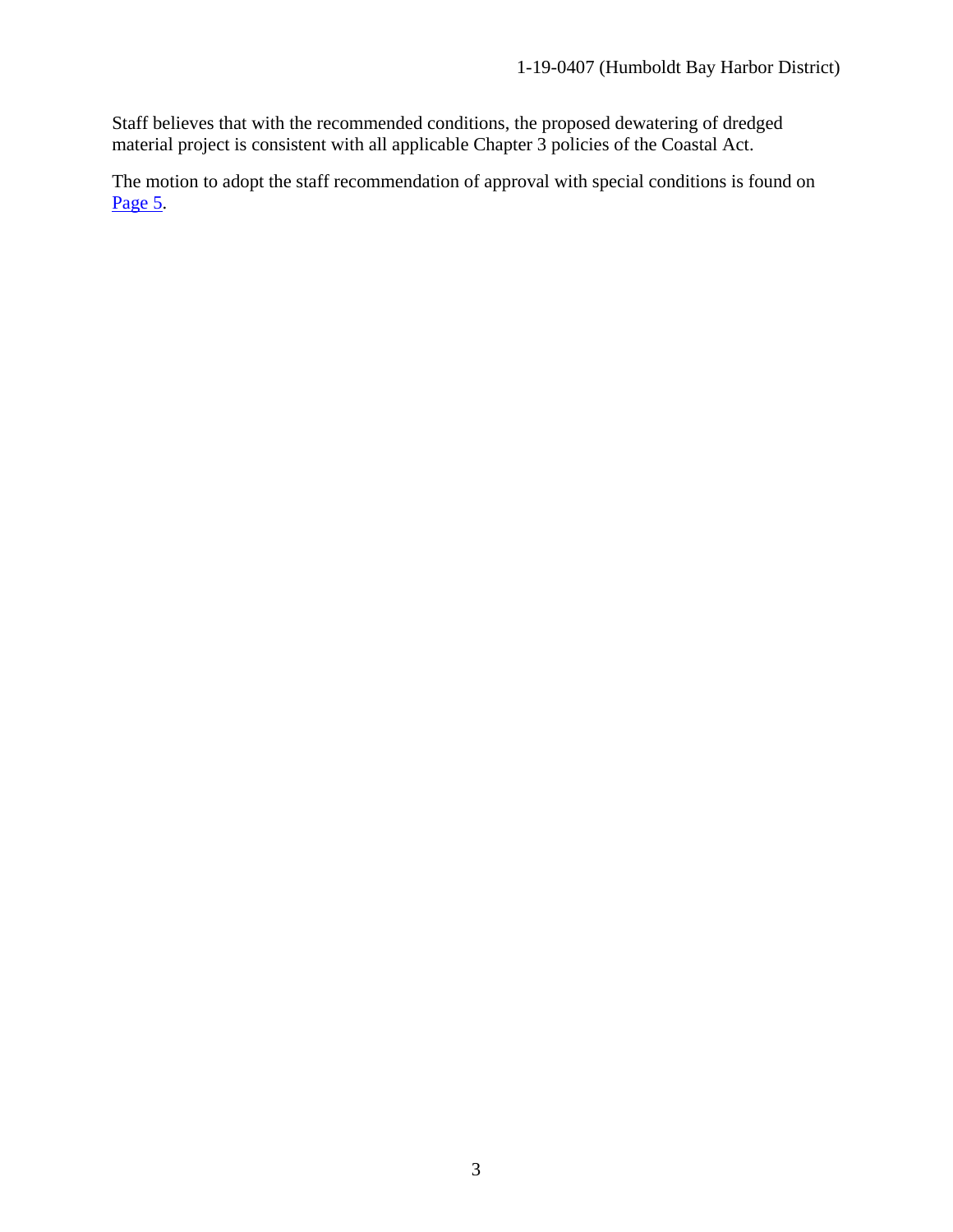Staff believes that with the recommended conditions, the proposed dewatering of dredged material project is consistent with all applicable Chapter 3 policies of the Coastal Act.

The motion to adopt the staff recommendation of approval with special conditions is found on Page 5.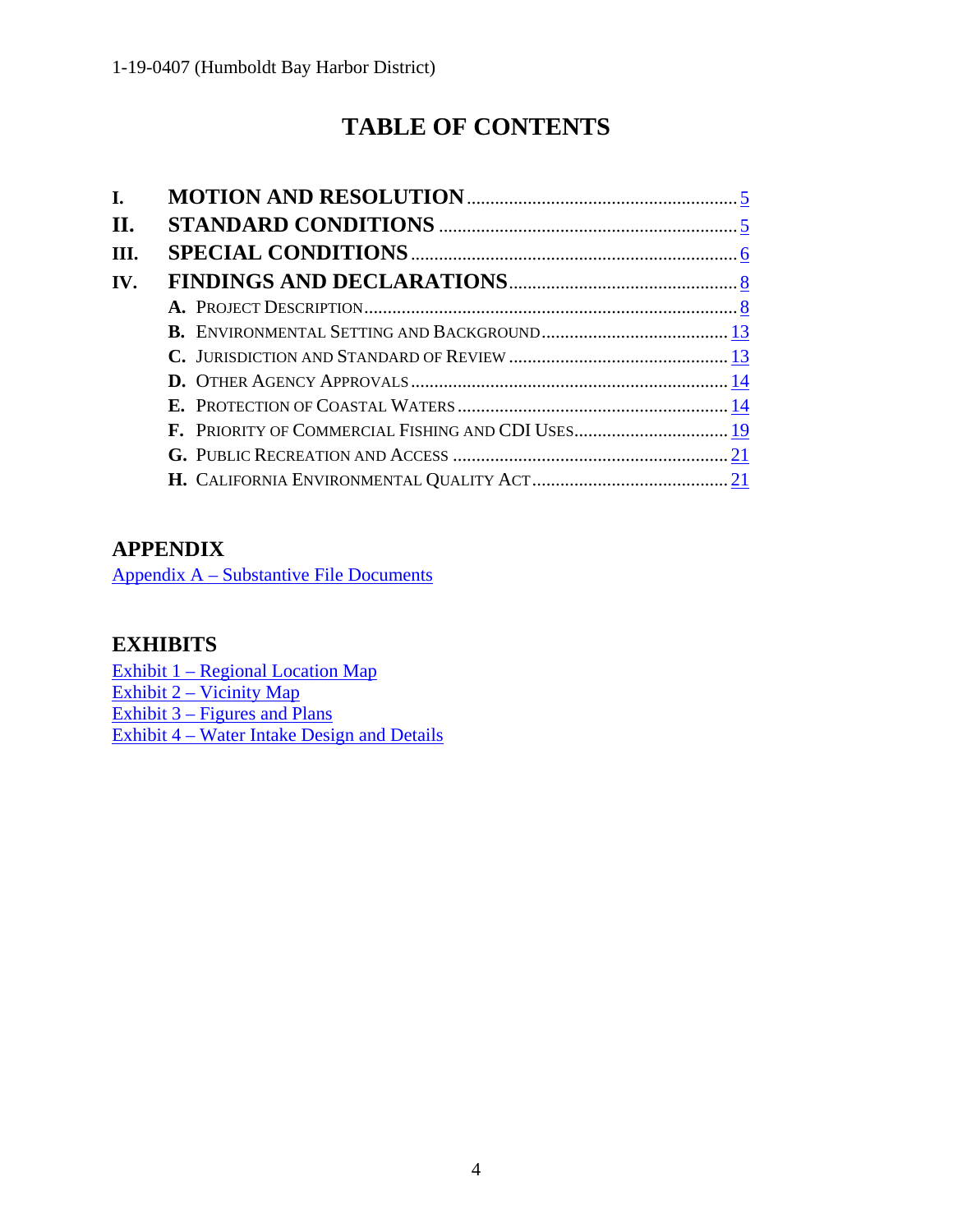# TABLE OF CONTENTS

**I. MOTION AND RESOLUTION** ..... 5

**II. STANDARD CONDITIONS** ..... 5

**III. SPECIAL CONDITIONS** ..... 6

**IV. FINDINGS AND DECLARATIONS** ..... 8

- **A.** PROJECT DESCRIPTION ..... 8
- **B.** ENVIRONMENTAL SETTING AND BACKGROUND ..... 13
- **C.** JURISDICTION AND STANDARD OF REVIEW ..... 13
- **D.** OTHER AGENCY APPROVALS ..... 14
- **E.** PROTECTION OF COASTAL WATERS ..... 14
- **F.** PRIORITY OF COMMERCIAL FISHING AND CDI USES ..... 19
- **G.** PUBLIC RECREATION AND ACCESS ..... 21
- **H.** CALIFORNIA ENVIRONMENTAL QUALITY ACT ..... 21

## APPENDIX

Appendix A – Substantive File Documents

## EXHIBITS

Exhibit 1 – Regional Location Map
Exhibit 2 – Vicinity Map
Exhibit 3 – Figures and Plans
Exhibit 4 – Water Intake Design and Details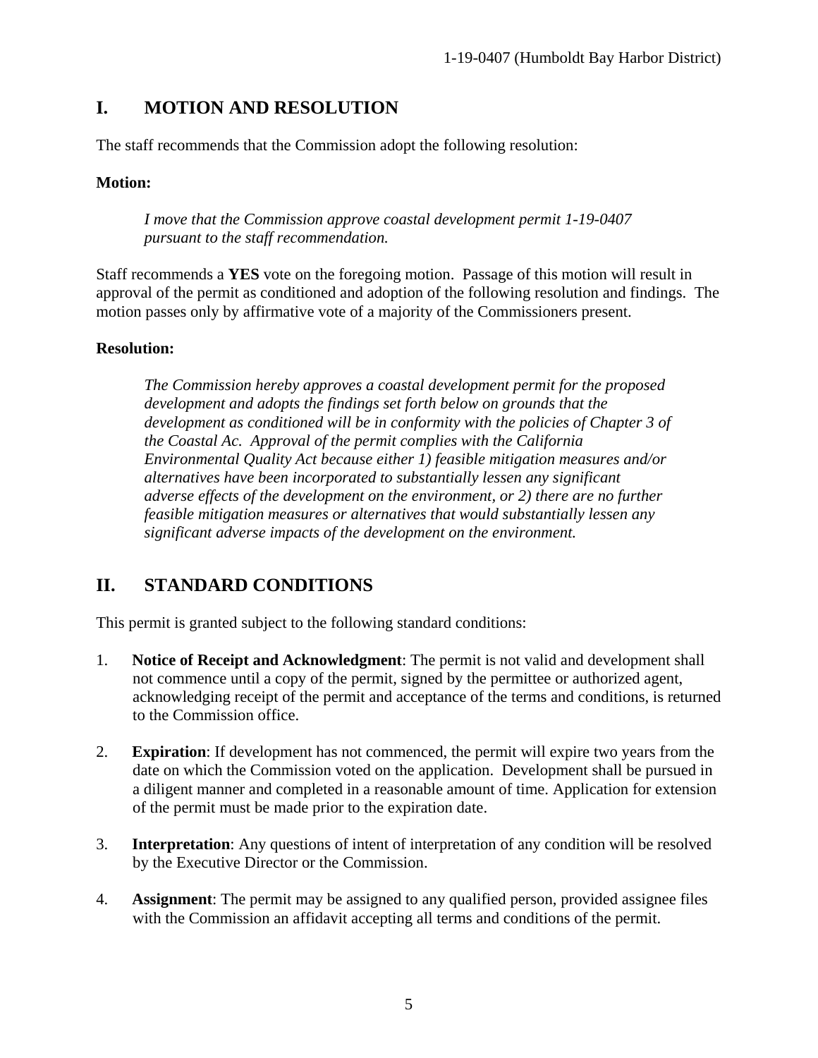## I. MOTION AND RESOLUTION

The staff recommends that the Commission adopt the following resolution:

**Motion:**

> *I move that the Commission approve coastal development permit 1-19-0407 pursuant to the staff recommendation.*

Staff recommends a **YES** vote on the foregoing motion. Passage of this motion will result in approval of the permit as conditioned and adoption of the following resolution and findings. The motion passes only by affirmative vote of a majority of the Commissioners present.

**Resolution:**

> *The Commission hereby approves a coastal development permit for the proposed development and adopts the findings set forth below on grounds that the development as conditioned will be in conformity with the policies of Chapter 3 of the Coastal Ac. Approval of the permit complies with the California Environmental Quality Act because either 1) feasible mitigation measures and/or alternatives have been incorporated to substantially lessen any significant adverse effects of the development on the environment, or 2) there are no further feasible mitigation measures or alternatives that would substantially lessen any significant adverse impacts of the development on the environment.*

## II. STANDARD CONDITIONS

This permit is granted subject to the following standard conditions:

1. **Notice of Receipt and Acknowledgment**: The permit is not valid and development shall not commence until a copy of the permit, signed by the permittee or authorized agent, acknowledging receipt of the permit and acceptance of the terms and conditions, is returned to the Commission office.

2. **Expiration**: If development has not commenced, the permit will expire two years from the date on which the Commission voted on the application. Development shall be pursued in a diligent manner and completed in a reasonable amount of time. Application for extension of the permit must be made prior to the expiration date.

3. **Interpretation**: Any questions of intent of interpretation of any condition will be resolved by the Executive Director or the Commission.

4. **Assignment**: The permit may be assigned to any qualified person, provided assignee files with the Commission an affidavit accepting all terms and conditions of the permit.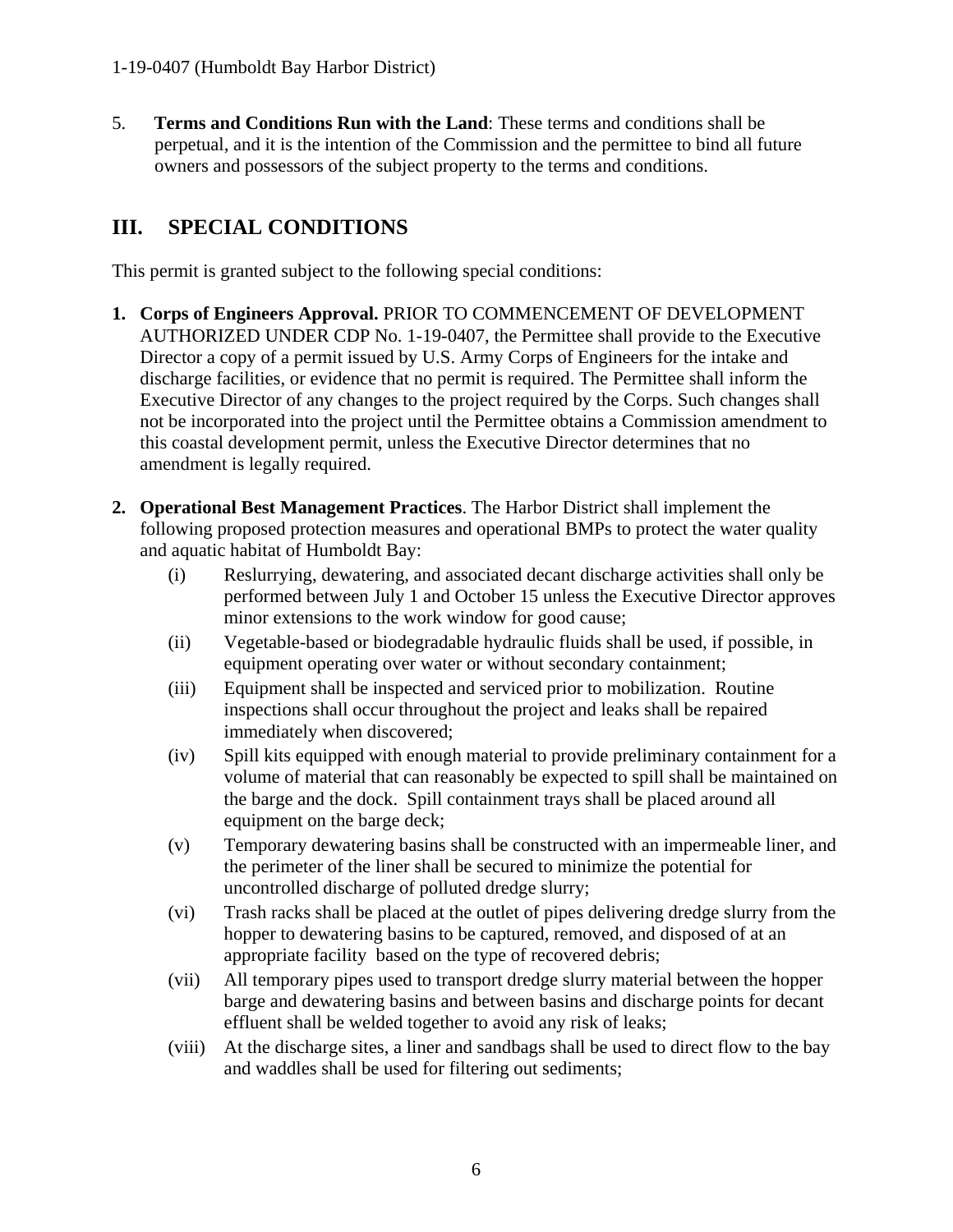5. **Terms and Conditions Run with the Land**: These terms and conditions shall be perpetual, and it is the intention of the Commission and the permittee to bind all future owners and possessors of the subject property to the terms and conditions.

## III. SPECIAL CONDITIONS

This permit is granted subject to the following special conditions:

1. **Corps of Engineers Approval.** PRIOR TO COMMENCEMENT OF DEVELOPMENT AUTHORIZED UNDER CDP No. 1-19-0407, the Permittee shall provide to the Executive Director a copy of a permit issued by U.S. Army Corps of Engineers for the intake and discharge facilities, or evidence that no permit is required. The Permittee shall inform the Executive Director of any changes to the project required by the Corps. Such changes shall not be incorporated into the project until the Permittee obtains a Commission amendment to this coastal development permit, unless the Executive Director determines that no amendment is legally required.

2. **Operational Best Management Practices**. The Harbor District shall implement the following proposed protection measures and operational BMPs to protect the water quality and aquatic habitat of Humboldt Bay:
   - (i) Reslurrying, dewatering, and associated decant discharge activities shall only be performed between July 1 and October 15 unless the Executive Director approves minor extensions to the work window for good cause;
   - (ii) Vegetable-based or biodegradable hydraulic fluids shall be used, if possible, in equipment operating over water or without secondary containment;
   - (iii) Equipment shall be inspected and serviced prior to mobilization. Routine inspections shall occur throughout the project and leaks shall be repaired immediately when discovered;
   - (iv) Spill kits equipped with enough material to provide preliminary containment for a volume of material that can reasonably be expected to spill shall be maintained on the barge and the dock. Spill containment trays shall be placed around all equipment on the barge deck;
   - (v) Temporary dewatering basins shall be constructed with an impermeable liner, and the perimeter of the liner shall be secured to minimize the potential for uncontrolled discharge of polluted dredge slurry;
   - (vi) Trash racks shall be placed at the outlet of pipes delivering dredge slurry from the hopper to dewatering basins to be captured, removed, and disposed of at an appropriate facility based on the type of recovered debris;
   - (vii) All temporary pipes used to transport dredge slurry material between the hopper barge and dewatering basins and between basins and discharge points for decant effluent shall be welded together to avoid any risk of leaks;
   - (viii) At the discharge sites, a liner and sandbags shall be used to direct flow to the bay and waddles shall be used for filtering out sediments;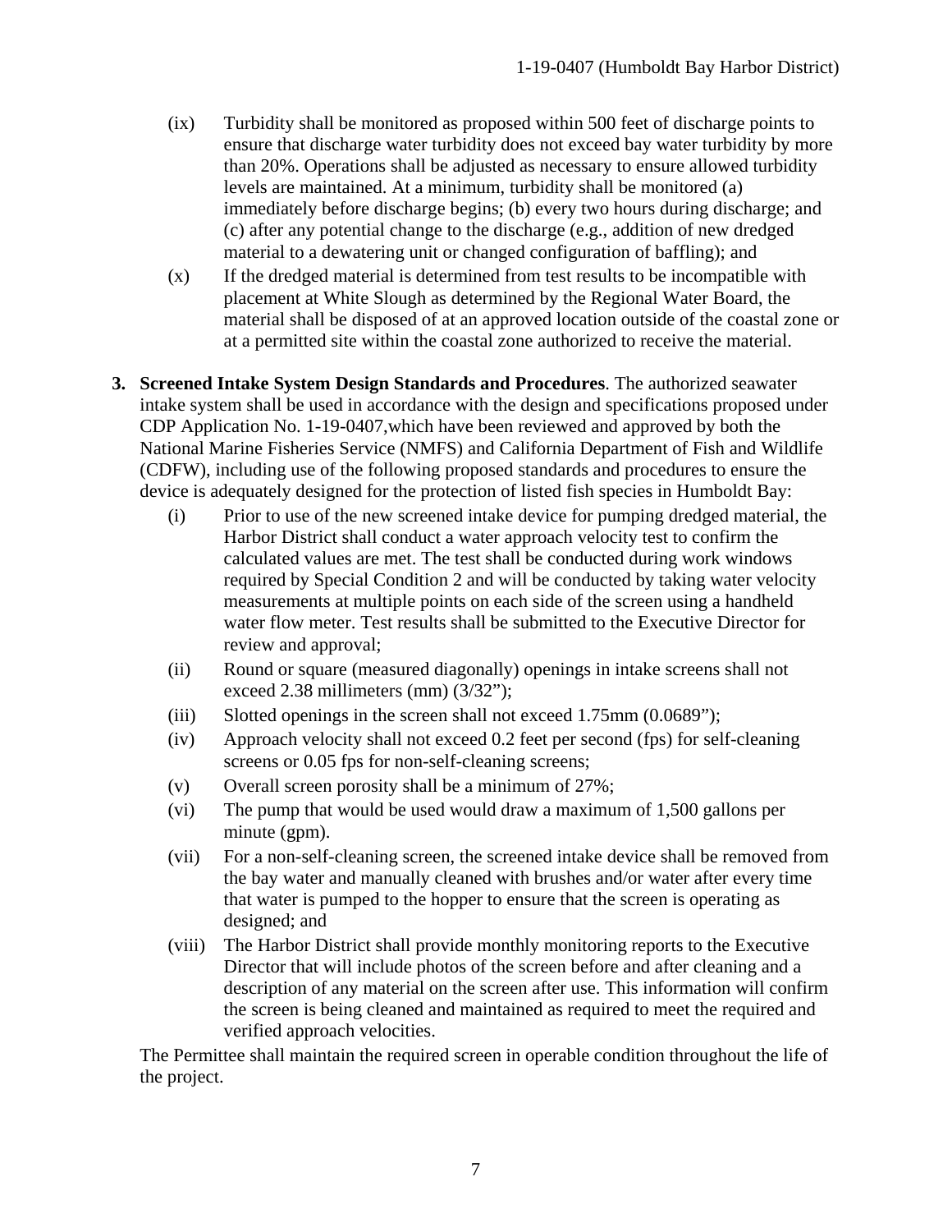- (ix) Turbidity shall be monitored as proposed within 500 feet of discharge points to ensure that discharge water turbidity does not exceed bay water turbidity by more than 20%. Operations shall be adjusted as necessary to ensure allowed turbidity levels are maintained. At a minimum, turbidity shall be monitored (a) immediately before discharge begins; (b) every two hours during discharge; and (c) after any potential change to the discharge (e.g., addition of new dredged material to a dewatering unit or changed configuration of baffling); and
- (x) If the dredged material is determined from test results to be incompatible with placement at White Slough as determined by the Regional Water Board, the material shall be disposed of at an approved location outside of the coastal zone or at a permitted site within the coastal zone authorized to receive the material.

3. **Screened Intake System Design Standards and Procedures**. The authorized seawater intake system shall be used in accordance with the design and specifications proposed under CDP Application No. 1-19-0407,which have been reviewed and approved by both the National Marine Fisheries Service (NMFS) and California Department of Fish and Wildlife (CDFW), including use of the following proposed standards and procedures to ensure the device is adequately designed for the protection of listed fish species in Humboldt Bay:
   - (i) Prior to use of the new screened intake device for pumping dredged material, the Harbor District shall conduct a water approach velocity test to confirm the calculated values are met. The test shall be conducted during work windows required by Special Condition 2 and will be conducted by taking water velocity measurements at multiple points on each side of the screen using a handheld water flow meter. Test results shall be submitted to the Executive Director for review and approval;
   - (ii) Round or square (measured diagonally) openings in intake screens shall not exceed 2.38 millimeters (mm) (3/32");
   - (iii) Slotted openings in the screen shall not exceed 1.75mm (0.0689");
   - (iv) Approach velocity shall not exceed 0.2 feet per second (fps) for self-cleaning screens or 0.05 fps for non-self-cleaning screens;
   - (v) Overall screen porosity shall be a minimum of 27%;
   - (vi) The pump that would be used would draw a maximum of 1,500 gallons per minute (gpm).
   - (vii) For a non-self-cleaning screen, the screened intake device shall be removed from the bay water and manually cleaned with brushes and/or water after every time that water is pumped to the hopper to ensure that the screen is operating as designed; and
   - (viii) The Harbor District shall provide monthly monitoring reports to the Executive Director that will include photos of the screen before and after cleaning and a description of any material on the screen after use. This information will confirm the screen is being cleaned and maintained as required to meet the required and verified approach velocities.

   The Permittee shall maintain the required screen in operable condition throughout the life of the project.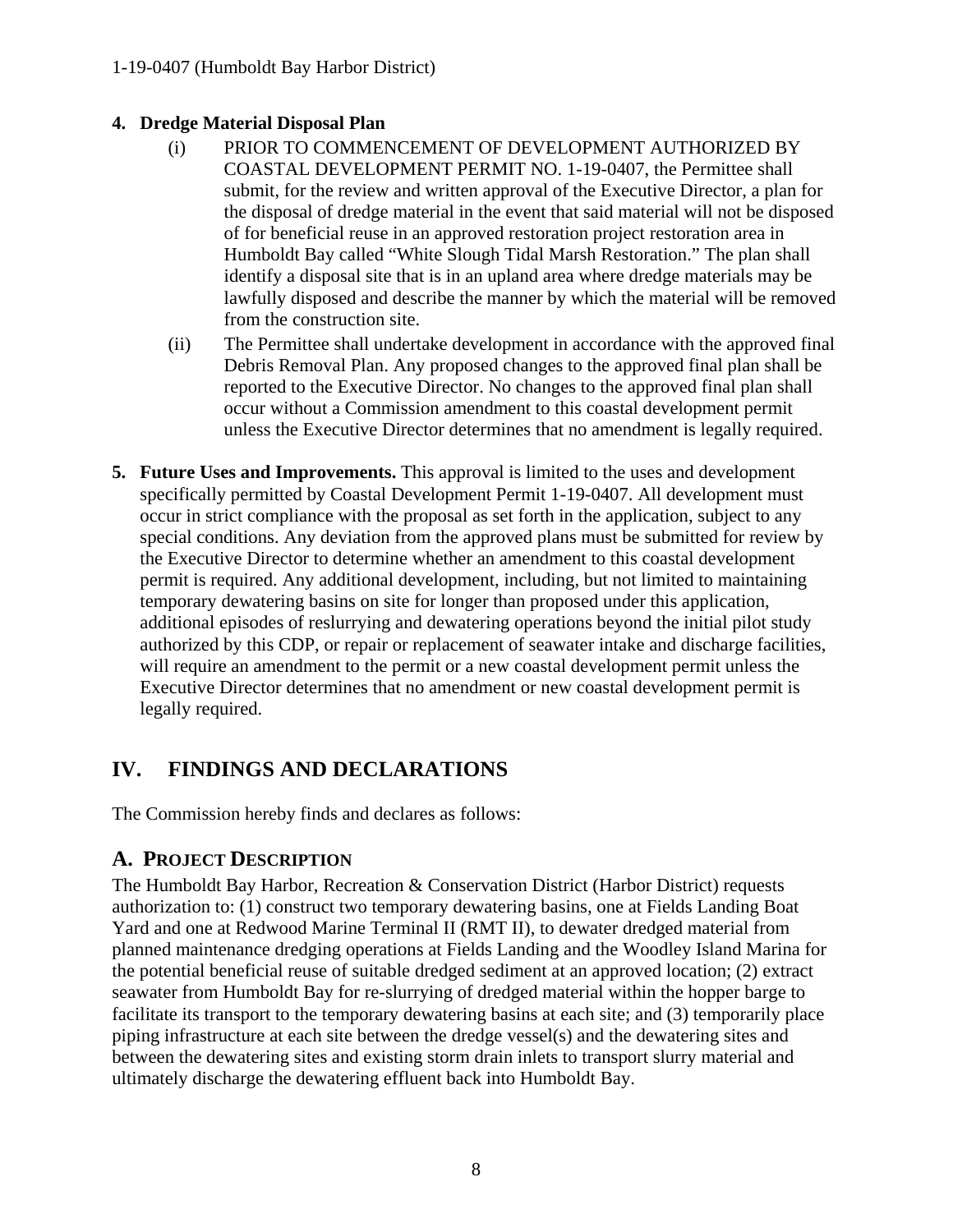**4. Dredge Material Disposal Plan**

(i) PRIOR TO COMMENCEMENT OF DEVELOPMENT AUTHORIZED BY COASTAL DEVELOPMENT PERMIT NO. 1-19-0407, the Permittee shall submit, for the review and written approval of the Executive Director, a plan for the disposal of dredge material in the event that said material will not be disposed of for beneficial reuse in an approved restoration project restoration area in Humboldt Bay called "White Slough Tidal Marsh Restoration." The plan shall identify a disposal site that is in an upland area where dredge materials may be lawfully disposed and describe the manner by which the material will be removed from the construction site.

(ii) The Permittee shall undertake development in accordance with the approved final Debris Removal Plan. Any proposed changes to the approved final plan shall be reported to the Executive Director. No changes to the approved final plan shall occur without a Commission amendment to this coastal development permit unless the Executive Director determines that no amendment is legally required.

**5. Future Uses and Improvements.** This approval is limited to the uses and development specifically permitted by Coastal Development Permit 1-19-0407. All development must occur in strict compliance with the proposal as set forth in the application, subject to any special conditions. Any deviation from the approved plans must be submitted for review by the Executive Director to determine whether an amendment to this coastal development permit is required. Any additional development, including, but not limited to maintaining temporary dewatering basins on site for longer than proposed under this application, additional episodes of reslurrying and dewatering operations beyond the initial pilot study authorized by this CDP, or repair or replacement of seawater intake and discharge facilities, will require an amendment to the permit or a new coastal development permit unless the Executive Director determines that no amendment or new coastal development permit is legally required.

# IV. FINDINGS AND DECLARATIONS

The Commission hereby finds and declares as follows:

## A. Project Description

The Humboldt Bay Harbor, Recreation & Conservation District (Harbor District) requests authorization to: (1) construct two temporary dewatering basins, one at Fields Landing Boat Yard and one at Redwood Marine Terminal II (RMT II), to dewater dredged material from planned maintenance dredging operations at Fields Landing and the Woodley Island Marina for the potential beneficial reuse of suitable dredged sediment at an approved location; (2) extract seawater from Humboldt Bay for re-slurrying of dredged material within the hopper barge to facilitate its transport to the temporary dewatering basins at each site; and (3) temporarily place piping infrastructure at each site between the dredge vessel(s) and the dewatering sites and between the dewatering sites and existing storm drain inlets to transport slurry material and ultimately discharge the dewatering effluent back into Humboldt Bay.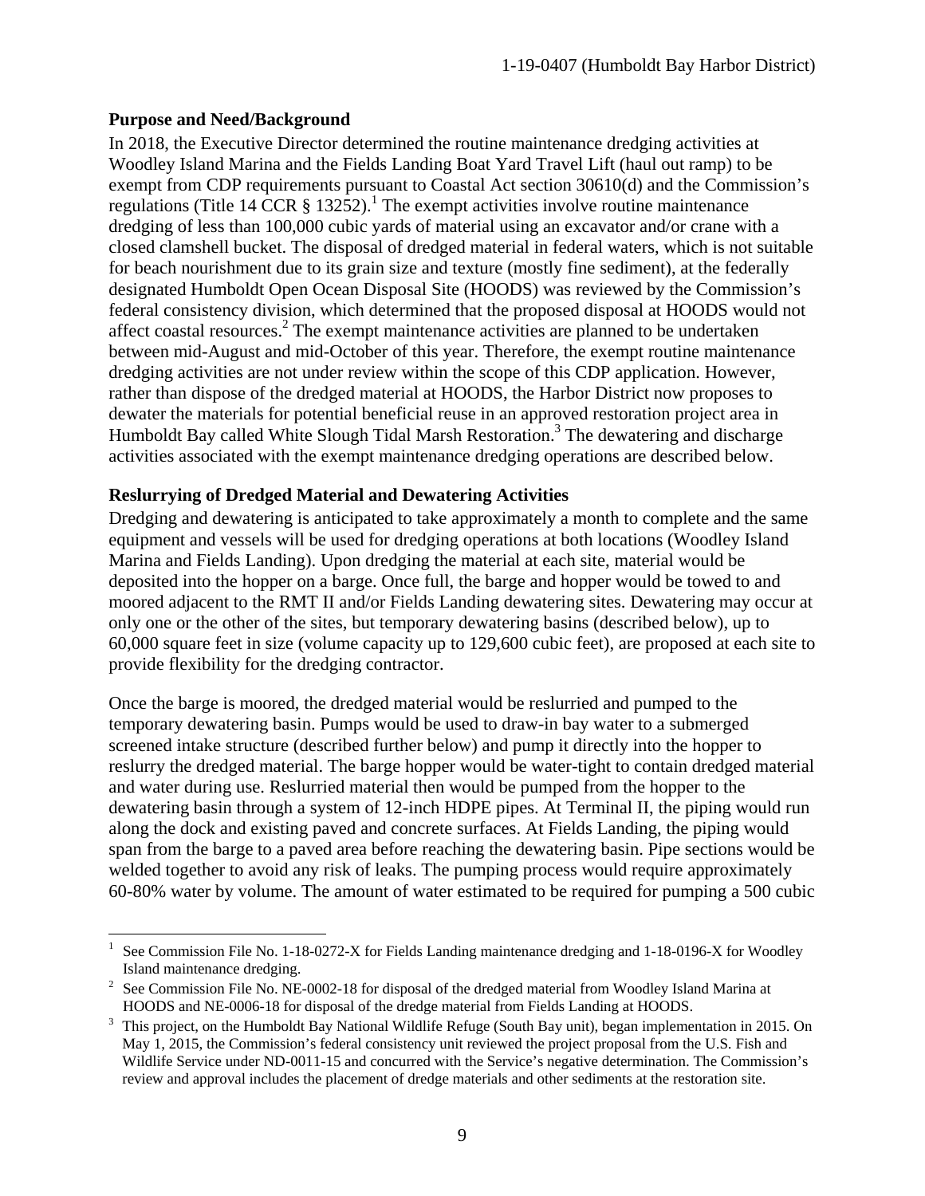**Purpose and Need/Background**

In 2018, the Executive Director determined the routine maintenance dredging activities at Woodley Island Marina and the Fields Landing Boat Yard Travel Lift (haul out ramp) to be exempt from CDP requirements pursuant to Coastal Act section 30610(d) and the Commission's regulations (Title 14 CCR § 13252).[1] The exempt activities involve routine maintenance dredging of less than 100,000 cubic yards of material using an excavator and/or crane with a closed clamshell bucket. The disposal of dredged material in federal waters, which is not suitable for beach nourishment due to its grain size and texture (mostly fine sediment), at the federally designated Humboldt Open Ocean Disposal Site (HOODS) was reviewed by the Commission's federal consistency division, which determined that the proposed disposal at HOODS would not affect coastal resources.[2] The exempt maintenance activities are planned to be undertaken between mid-August and mid-October of this year. Therefore, the exempt routine maintenance dredging activities are not under review within the scope of this CDP application. However, rather than dispose of the dredged material at HOODS, the Harbor District now proposes to dewater the materials for potential beneficial reuse in an approved restoration project area in Humboldt Bay called White Slough Tidal Marsh Restoration.[3] The dewatering and discharge activities associated with the exempt maintenance dredging operations are described below.

**Reslurrying of Dredged Material and Dewatering Activities**

Dredging and dewatering is anticipated to take approximately a month to complete and the same equipment and vessels will be used for dredging operations at both locations (Woodley Island Marina and Fields Landing). Upon dredging the material at each site, material would be deposited into the hopper on a barge. Once full, the barge and hopper would be towed to and moored adjacent to the RMT II and/or Fields Landing dewatering sites. Dewatering may occur at only one or the other of the sites, but temporary dewatering basins (described below), up to 60,000 square feet in size (volume capacity up to 129,600 cubic feet), are proposed at each site to provide flexibility for the dredging contractor.

Once the barge is moored, the dredged material would be reslurried and pumped to the temporary dewatering basin. Pumps would be used to draw-in bay water to a submerged screened intake structure (described further below) and pump it directly into the hopper to reslurry the dredged material. The barge hopper would be water-tight to contain dredged material and water during use. Reslurried material then would be pumped from the hopper to the dewatering basin through a system of 12-inch HDPE pipes. At Terminal II, the piping would run along the dock and existing paved and concrete surfaces. At Fields Landing, the piping would span from the barge to a paved area before reaching the dewatering basin. Pipe sections would be welded together to avoid any risk of leaks. The pumping process would require approximately 60-80% water by volume. The amount of water estimated to be required for pumping a 500 cubic

---

[1] See Commission File No. 1-18-0272-X for Fields Landing maintenance dredging and 1-18-0196-X for Woodley Island maintenance dredging.

[2] See Commission File No. NE-0002-18 for disposal of the dredged material from Woodley Island Marina at HOODS and NE-0006-18 for disposal of the dredge material from Fields Landing at HOODS.

[3] This project, on the Humboldt Bay National Wildlife Refuge (South Bay unit), began implementation in 2015. On May 1, 2015, the Commission's federal consistency unit reviewed the project proposal from the U.S. Fish and Wildlife Service under ND-0011-15 and concurred with the Service's negative determination. The Commission's review and approval includes the placement of dredge materials and other sediments at the restoration site.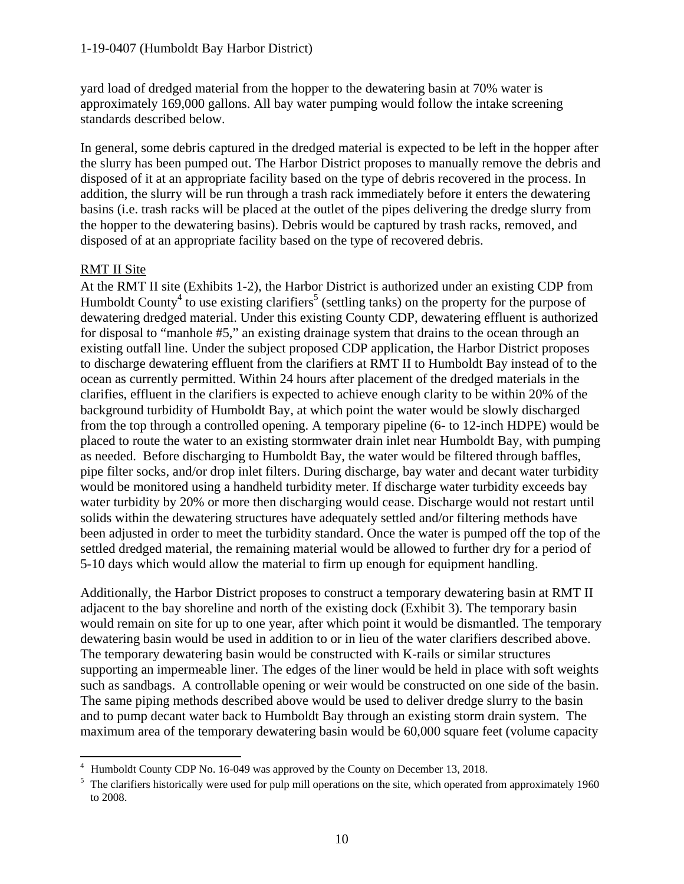yard load of dredged material from the hopper to the dewatering basin at 70% water is approximately 169,000 gallons. All bay water pumping would follow the intake screening standards described below.

In general, some debris captured in the dredged material is expected to be left in the hopper after the slurry has been pumped out. The Harbor District proposes to manually remove the debris and disposed of it at an appropriate facility based on the type of debris recovered in the process. In addition, the slurry will be run through a trash rack immediately before it enters the dewatering basins (i.e. trash racks will be placed at the outlet of the pipes delivering the dredge slurry from the hopper to the dewatering basins). Debris would be captured by trash racks, removed, and disposed of at an appropriate facility based on the type of recovered debris.

RMT II Site

At the RMT II site (Exhibits 1-2), the Harbor District is authorized under an existing CDP from Humboldt County[4] to use existing clarifiers[5] (settling tanks) on the property for the purpose of dewatering dredged material. Under this existing County CDP, dewatering effluent is authorized for disposal to "manhole #5," an existing drainage system that drains to the ocean through an existing outfall line. Under the subject proposed CDP application, the Harbor District proposes to discharge dewatering effluent from the clarifiers at RMT II to Humboldt Bay instead of to the ocean as currently permitted. Within 24 hours after placement of the dredged materials in the clarifies, effluent in the clarifiers is expected to achieve enough clarity to be within 20% of the background turbidity of Humboldt Bay, at which point the water would be slowly discharged from the top through a controlled opening. A temporary pipeline (6- to 12-inch HDPE) would be placed to route the water to an existing stormwater drain inlet near Humboldt Bay, with pumping as needed. Before discharging to Humboldt Bay, the water would be filtered through baffles, pipe filter socks, and/or drop inlet filters. During discharge, bay water and decant water turbidity would be monitored using a handheld turbidity meter. If discharge water turbidity exceeds bay water turbidity by 20% or more then discharging would cease. Discharge would not restart until solids within the dewatering structures have adequately settled and/or filtering methods have been adjusted in order to meet the turbidity standard. Once the water is pumped off the top of the settled dredged material, the remaining material would be allowed to further dry for a period of 5-10 days which would allow the material to firm up enough for equipment handling.

Additionally, the Harbor District proposes to construct a temporary dewatering basin at RMT II adjacent to the bay shoreline and north of the existing dock (Exhibit 3). The temporary basin would remain on site for up to one year, after which point it would be dismantled. The temporary dewatering basin would be used in addition to or in lieu of the water clarifiers described above. The temporary dewatering basin would be constructed with K-rails or similar structures supporting an impermeable liner. The edges of the liner would be held in place with soft weights such as sandbags. A controllable opening or weir would be constructed on one side of the basin. The same piping methods described above would be used to deliver dredge slurry to the basin and to pump decant water back to Humboldt Bay through an existing storm drain system. The maximum area of the temporary dewatering basin would be 60,000 square feet (volume capacity

---

[4] Humboldt County CDP No. 16-049 was approved by the County on December 13, 2018.

[5] The clarifiers historically were used for pulp mill operations on the site, which operated from approximately 1960 to 2008.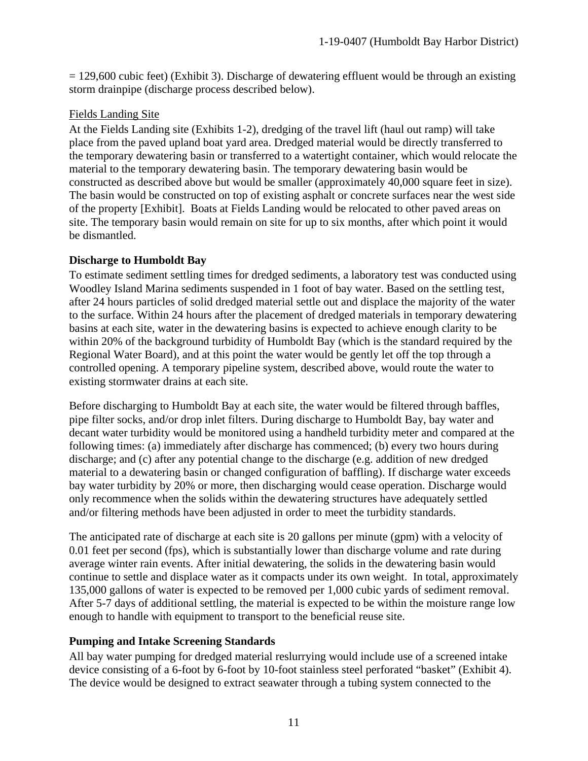= 129,600 cubic feet) (Exhibit 3). Discharge of dewatering effluent would be through an existing storm drainpipe (discharge process described below).

Fields Landing Site

At the Fields Landing site (Exhibits 1-2), dredging of the travel lift (haul out ramp) will take place from the paved upland boat yard area. Dredged material would be directly transferred to the temporary dewatering basin or transferred to a watertight container, which would relocate the material to the temporary dewatering basin. The temporary dewatering basin would be constructed as described above but would be smaller (approximately 40,000 square feet in size). The basin would be constructed on top of existing asphalt or concrete surfaces near the west side of the property [Exhibit]. Boats at Fields Landing would be relocated to other paved areas on site. The temporary basin would remain on site for up to six months, after which point it would be dismantled.

**Discharge to Humboldt Bay**

To estimate sediment settling times for dredged sediments, a laboratory test was conducted using Woodley Island Marina sediments suspended in 1 foot of bay water. Based on the settling test, after 24 hours particles of solid dredged material settle out and displace the majority of the water to the surface. Within 24 hours after the placement of dredged materials in temporary dewatering basins at each site, water in the dewatering basins is expected to achieve enough clarity to be within 20% of the background turbidity of Humboldt Bay (which is the standard required by the Regional Water Board), and at this point the water would be gently let off the top through a controlled opening. A temporary pipeline system, described above, would route the water to existing stormwater drains at each site.

Before discharging to Humboldt Bay at each site, the water would be filtered through baffles, pipe filter socks, and/or drop inlet filters. During discharge to Humboldt Bay, bay water and decant water turbidity would be monitored using a handheld turbidity meter and compared at the following times: (a) immediately after discharge has commenced; (b) every two hours during discharge; and (c) after any potential change to the discharge (e.g. addition of new dredged material to a dewatering basin or changed configuration of baffling). If discharge water exceeds bay water turbidity by 20% or more, then discharging would cease operation. Discharge would only recommence when the solids within the dewatering structures have adequately settled and/or filtering methods have been adjusted in order to meet the turbidity standards.

The anticipated rate of discharge at each site is 20 gallons per minute (gpm) with a velocity of 0.01 feet per second (fps), which is substantially lower than discharge volume and rate during average winter rain events. After initial dewatering, the solids in the dewatering basin would continue to settle and displace water as it compacts under its own weight. In total, approximately 135,000 gallons of water is expected to be removed per 1,000 cubic yards of sediment removal. After 5-7 days of additional settling, the material is expected to be within the moisture range low enough to handle with equipment to transport to the beneficial reuse site.

**Pumping and Intake Screening Standards**

All bay water pumping for dredged material reslurrying would include use of a screened intake device consisting of a 6-foot by 6-foot by 10-foot stainless steel perforated "basket" (Exhibit 4). The device would be designed to extract seawater through a tubing system connected to the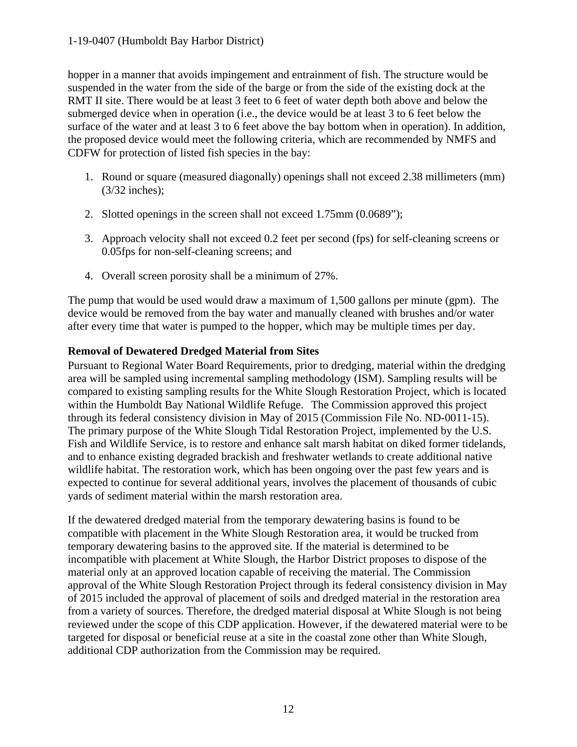hopper in a manner that avoids impingement and entrainment of fish. The structure would be suspended in the water from the side of the barge or from the side of the existing dock at the RMT II site. There would be at least 3 feet to 6 feet of water depth both above and below the submerged device when in operation (i.e., the device would be at least 3 to 6 feet below the surface of the water and at least 3 to 6 feet above the bay bottom when in operation). In addition, the proposed device would meet the following criteria, which are recommended by NMFS and CDFW for protection of listed fish species in the bay:

1. Round or square (measured diagonally) openings shall not exceed 2.38 millimeters (mm) (3/32 inches);
2. Slotted openings in the screen shall not exceed 1.75mm (0.0689");
3. Approach velocity shall not exceed 0.2 feet per second (fps) for self-cleaning screens or 0.05fps for non-self-cleaning screens; and
4. Overall screen porosity shall be a minimum of 27%.

The pump that would be used would draw a maximum of 1,500 gallons per minute (gpm). The device would be removed from the bay water and manually cleaned with brushes and/or water after every time that water is pumped to the hopper, which may be multiple times per day.

**Removal of Dewatered Dredged Material from Sites**

Pursuant to Regional Water Board Requirements, prior to dredging, material within the dredging area will be sampled using incremental sampling methodology (ISM). Sampling results will be compared to existing sampling results for the White Slough Restoration Project, which is located within the Humboldt Bay National Wildlife Refuge. The Commission approved this project through its federal consistency division in May of 2015 (Commission File No. ND-0011-15). The primary purpose of the White Slough Tidal Restoration Project, implemented by the U.S. Fish and Wildlife Service, is to restore and enhance salt marsh habitat on diked former tidelands, and to enhance existing degraded brackish and freshwater wetlands to create additional native wildlife habitat. The restoration work, which has been ongoing over the past few years and is expected to continue for several additional years, involves the placement of thousands of cubic yards of sediment material within the marsh restoration area.

If the dewatered dredged material from the temporary dewatering basins is found to be compatible with placement in the White Slough Restoration area, it would be trucked from temporary dewatering basins to the approved site. If the material is determined to be incompatible with placement at White Slough, the Harbor District proposes to dispose of the material only at an approved location capable of receiving the material. The Commission approval of the White Slough Restoration Project through its federal consistency division in May of 2015 included the approval of placement of soils and dredged material in the restoration area from a variety of sources. Therefore, the dredged material disposal at White Slough is not being reviewed under the scope of this CDP application. However, if the dewatered material were to be targeted for disposal or beneficial reuse at a site in the coastal zone other than White Slough, additional CDP authorization from the Commission may be required.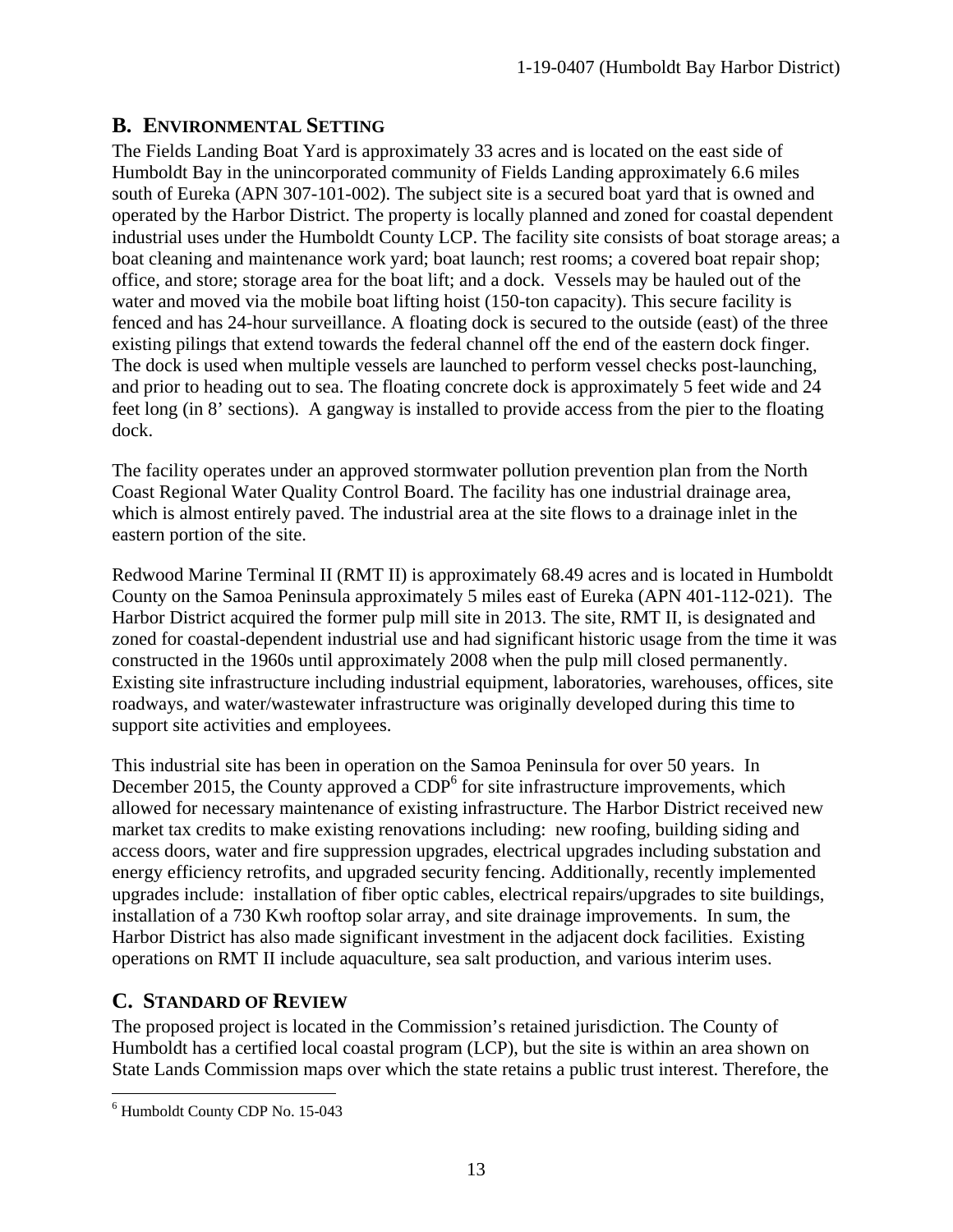## B. ENVIRONMENTAL SETTING

The Fields Landing Boat Yard is approximately 33 acres and is located on the east side of Humboldt Bay in the unincorporated community of Fields Landing approximately 6.6 miles south of Eureka (APN 307-101-002). The subject site is a secured boat yard that is owned and operated by the Harbor District. The property is locally planned and zoned for coastal dependent industrial uses under the Humboldt County LCP. The facility site consists of boat storage areas; a boat cleaning and maintenance work yard; boat launch; rest rooms; a covered boat repair shop; office, and store; storage area for the boat lift; and a dock. Vessels may be hauled out of the water and moved via the mobile boat lifting hoist (150-ton capacity). This secure facility is fenced and has 24-hour surveillance. A floating dock is secured to the outside (east) of the three existing pilings that extend towards the federal channel off the end of the eastern dock finger. The dock is used when multiple vessels are launched to perform vessel checks post-launching, and prior to heading out to sea. The floating concrete dock is approximately 5 feet wide and 24 feet long (in 8' sections). A gangway is installed to provide access from the pier to the floating dock.

The facility operates under an approved stormwater pollution prevention plan from the North Coast Regional Water Quality Control Board. The facility has one industrial drainage area, which is almost entirely paved. The industrial area at the site flows to a drainage inlet in the eastern portion of the site.

Redwood Marine Terminal II (RMT II) is approximately 68.49 acres and is located in Humboldt County on the Samoa Peninsula approximately 5 miles east of Eureka (APN 401-112-021). The Harbor District acquired the former pulp mill site in 2013. The site, RMT II, is designated and zoned for coastal-dependent industrial use and had significant historic usage from the time it was constructed in the 1960s until approximately 2008 when the pulp mill closed permanently. Existing site infrastructure including industrial equipment, laboratories, warehouses, offices, site roadways, and water/wastewater infrastructure was originally developed during this time to support site activities and employees.

This industrial site has been in operation on the Samoa Peninsula for over 50 years. In December 2015, the County approved a CDP[6] for site infrastructure improvements, which allowed for necessary maintenance of existing infrastructure. The Harbor District received new market tax credits to make existing renovations including: new roofing, building siding and access doors, water and fire suppression upgrades, electrical upgrades including substation and energy efficiency retrofits, and upgraded security fencing. Additionally, recently implemented upgrades include: installation of fiber optic cables, electrical repairs/upgrades to site buildings, installation of a 730 Kwh rooftop solar array, and site drainage improvements. In sum, the Harbor District has also made significant investment in the adjacent dock facilities. Existing operations on RMT II include aquaculture, sea salt production, and various interim uses.

## C. STANDARD OF REVIEW

The proposed project is located in the Commission's retained jurisdiction. The County of Humboldt has a certified local coastal program (LCP), but the site is within an area shown on State Lands Commission maps over which the state retains a public trust interest. Therefore, the

[6] Humboldt County CDP No. 15-043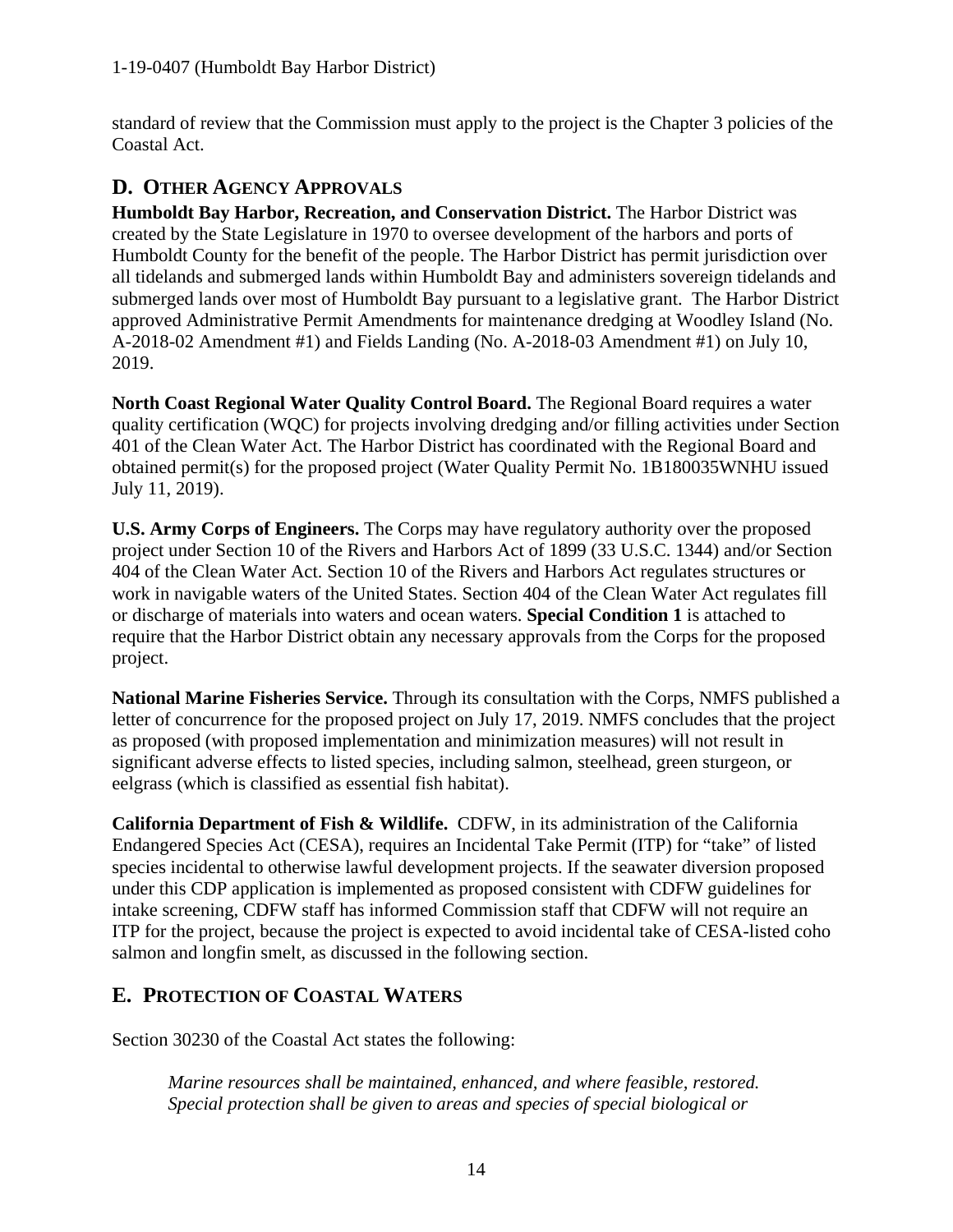standard of review that the Commission must apply to the project is the Chapter 3 policies of the Coastal Act.

## D. Other Agency Approvals

**Humboldt Bay Harbor, Recreation, and Conservation District.** The Harbor District was created by the State Legislature in 1970 to oversee development of the harbors and ports of Humboldt County for the benefit of the people. The Harbor District has permit jurisdiction over all tidelands and submerged lands within Humboldt Bay and administers sovereign tidelands and submerged lands over most of Humboldt Bay pursuant to a legislative grant. The Harbor District approved Administrative Permit Amendments for maintenance dredging at Woodley Island (No. A-2018-02 Amendment #1) and Fields Landing (No. A-2018-03 Amendment #1) on July 10, 2019.

**North Coast Regional Water Quality Control Board.** The Regional Board requires a water quality certification (WQC) for projects involving dredging and/or filling activities under Section 401 of the Clean Water Act. The Harbor District has coordinated with the Regional Board and obtained permit(s) for the proposed project (Water Quality Permit No. 1B180035WNHU issued July 11, 2019).

**U.S. Army Corps of Engineers.** The Corps may have regulatory authority over the proposed project under Section 10 of the Rivers and Harbors Act of 1899 (33 U.S.C. 1344) and/or Section 404 of the Clean Water Act. Section 10 of the Rivers and Harbors Act regulates structures or work in navigable waters of the United States. Section 404 of the Clean Water Act regulates fill or discharge of materials into waters and ocean waters. **Special Condition 1** is attached to require that the Harbor District obtain any necessary approvals from the Corps for the proposed project.

**National Marine Fisheries Service.** Through its consultation with the Corps, NMFS published a letter of concurrence for the proposed project on July 17, 2019. NMFS concludes that the project as proposed (with proposed implementation and minimization measures) will not result in significant adverse effects to listed species, including salmon, steelhead, green sturgeon, or eelgrass (which is classified as essential fish habitat).

**California Department of Fish & Wildlife.** CDFW, in its administration of the California Endangered Species Act (CESA), requires an Incidental Take Permit (ITP) for "take" of listed species incidental to otherwise lawful development projects. If the seawater diversion proposed under this CDP application is implemented as proposed consistent with CDFW guidelines for intake screening, CDFW staff has informed Commission staff that CDFW will not require an ITP for the project, because the project is expected to avoid incidental take of CESA-listed coho salmon and longfin smelt, as discussed in the following section.

## E. Protection of Coastal Waters

Section 30230 of the Coastal Act states the following:

> *Marine resources shall be maintained, enhanced, and where feasible, restored. Special protection shall be given to areas and species of special biological or*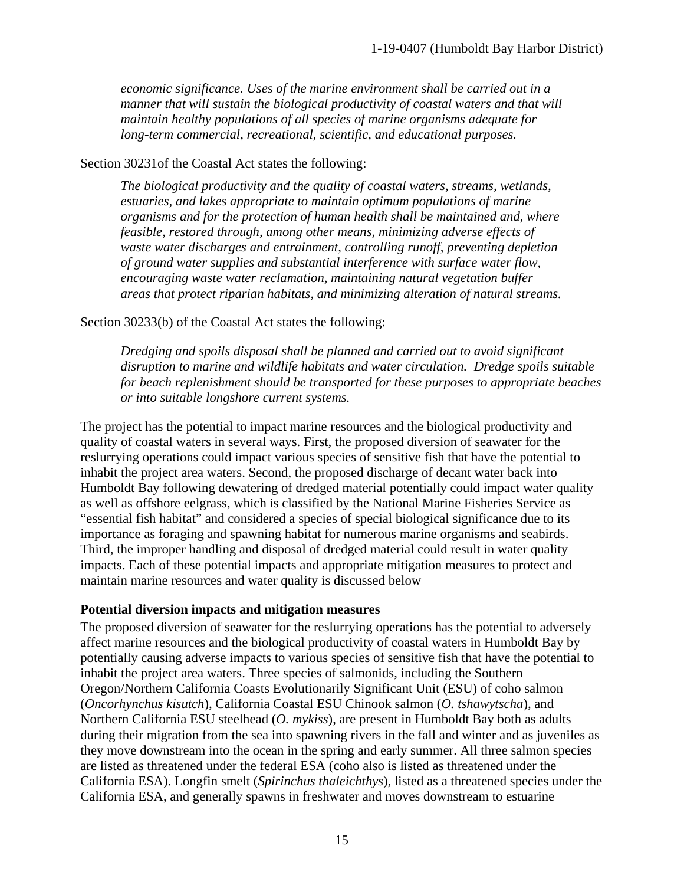*economic significance. Uses of the marine environment shall be carried out in a manner that will sustain the biological productivity of coastal waters and that will maintain healthy populations of all species of marine organisms adequate for long-term commercial, recreational, scientific, and educational purposes.*

Section 30231of the Coastal Act states the following:

> *The biological productivity and the quality of coastal waters, streams, wetlands, estuaries, and lakes appropriate to maintain optimum populations of marine organisms and for the protection of human health shall be maintained and, where feasible, restored through, among other means, minimizing adverse effects of waste water discharges and entrainment, controlling runoff, preventing depletion of ground water supplies and substantial interference with surface water flow, encouraging waste water reclamation, maintaining natural vegetation buffer areas that protect riparian habitats, and minimizing alteration of natural streams.*

Section 30233(b) of the Coastal Act states the following:

> *Dredging and spoils disposal shall be planned and carried out to avoid significant disruption to marine and wildlife habitats and water circulation. Dredge spoils suitable for beach replenishment should be transported for these purposes to appropriate beaches or into suitable longshore current systems.*

The project has the potential to impact marine resources and the biological productivity and quality of coastal waters in several ways. First, the proposed diversion of seawater for the reslurrying operations could impact various species of sensitive fish that have the potential to inhabit the project area waters. Second, the proposed discharge of decant water back into Humboldt Bay following dewatering of dredged material potentially could impact water quality as well as offshore eelgrass, which is classified by the National Marine Fisheries Service as "essential fish habitat" and considered a species of special biological significance due to its importance as foraging and spawning habitat for numerous marine organisms and seabirds. Third, the improper handling and disposal of dredged material could result in water quality impacts. Each of these potential impacts and appropriate mitigation measures to protect and maintain marine resources and water quality is discussed below

**Potential diversion impacts and mitigation measures**

The proposed diversion of seawater for the reslurrying operations has the potential to adversely affect marine resources and the biological productivity of coastal waters in Humboldt Bay by potentially causing adverse impacts to various species of sensitive fish that have the potential to inhabit the project area waters. Three species of salmonids, including the Southern Oregon/Northern California Coasts Evolutionarily Significant Unit (ESU) of coho salmon (*Oncorhynchus kisutch*), California Coastal ESU Chinook salmon (*O. tshawytscha*), and Northern California ESU steelhead (*O. mykiss*), are present in Humboldt Bay both as adults during their migration from the sea into spawning rivers in the fall and winter and as juveniles as they move downstream into the ocean in the spring and early summer. All three salmon species are listed as threatened under the federal ESA (coho also is listed as threatened under the California ESA). Longfin smelt (*Spirinchus thaleichthys*), listed as a threatened species under the California ESA, and generally spawns in freshwater and moves downstream to estuarine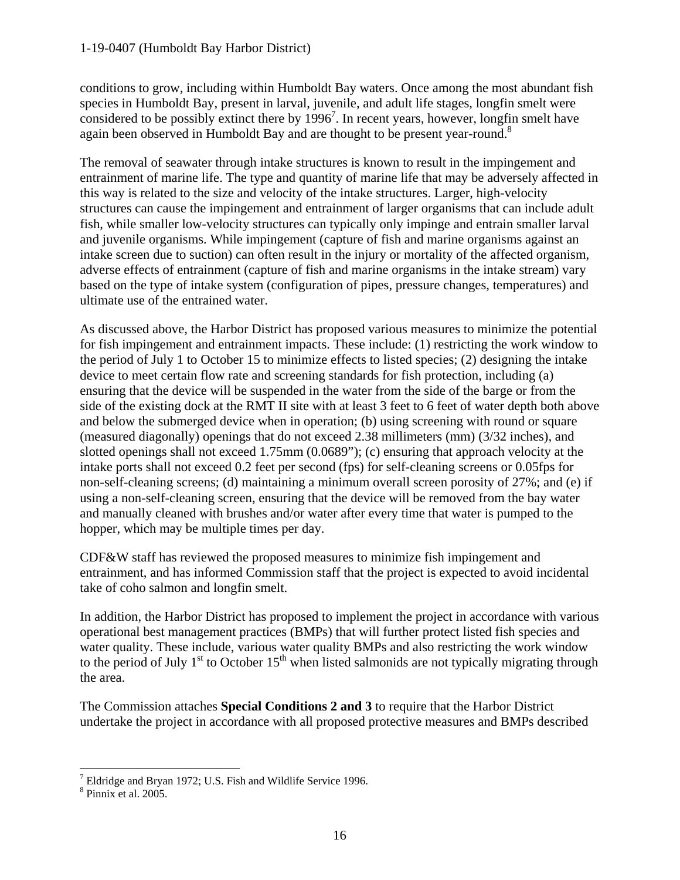conditions to grow, including within Humboldt Bay waters. Once among the most abundant fish species in Humboldt Bay, present in larval, juvenile, and adult life stages, longfin smelt were considered to be possibly extinct there by 1996[7]. In recent years, however, longfin smelt have again been observed in Humboldt Bay and are thought to be present year-round.[8]

The removal of seawater through intake structures is known to result in the impingement and entrainment of marine life. The type and quantity of marine life that may be adversely affected in this way is related to the size and velocity of the intake structures. Larger, high-velocity structures can cause the impingement and entrainment of larger organisms that can include adult fish, while smaller low-velocity structures can typically only impinge and entrain smaller larval and juvenile organisms. While impingement (capture of fish and marine organisms against an intake screen due to suction) can often result in the injury or mortality of the affected organism, adverse effects of entrainment (capture of fish and marine organisms in the intake stream) vary based on the type of intake system (configuration of pipes, pressure changes, temperatures) and ultimate use of the entrained water.

As discussed above, the Harbor District has proposed various measures to minimize the potential for fish impingement and entrainment impacts. These include: (1) restricting the work window to the period of July 1 to October 15 to minimize effects to listed species; (2) designing the intake device to meet certain flow rate and screening standards for fish protection, including (a) ensuring that the device will be suspended in the water from the side of the barge or from the side of the existing dock at the RMT II site with at least 3 feet to 6 feet of water depth both above and below the submerged device when in operation; (b) using screening with round or square (measured diagonally) openings that do not exceed 2.38 millimeters (mm) (3/32 inches), and slotted openings shall not exceed 1.75mm (0.0689"); (c) ensuring that approach velocity at the intake ports shall not exceed 0.2 feet per second (fps) for self-cleaning screens or 0.05fps for non-self-cleaning screens; (d) maintaining a minimum overall screen porosity of 27%; and (e) if using a non-self-cleaning screen, ensuring that the device will be removed from the bay water and manually cleaned with brushes and/or water after every time that water is pumped to the hopper, which may be multiple times per day.

CDF&W staff has reviewed the proposed measures to minimize fish impingement and entrainment, and has informed Commission staff that the project is expected to avoid incidental take of coho salmon and longfin smelt.

In addition, the Harbor District has proposed to implement the project in accordance with various operational best management practices (BMPs) that will further protect listed fish species and water quality. These include, various water quality BMPs and also restricting the work window to the period of July 1st to October 15th when listed salmonids are not typically migrating through the area.

The Commission attaches **Special Conditions 2 and 3** to require that the Harbor District undertake the project in accordance with all proposed protective measures and BMPs described

---

[7] Eldridge and Bryan 1972; U.S. Fish and Wildlife Service 1996.

[8] Pinnix et al. 2005.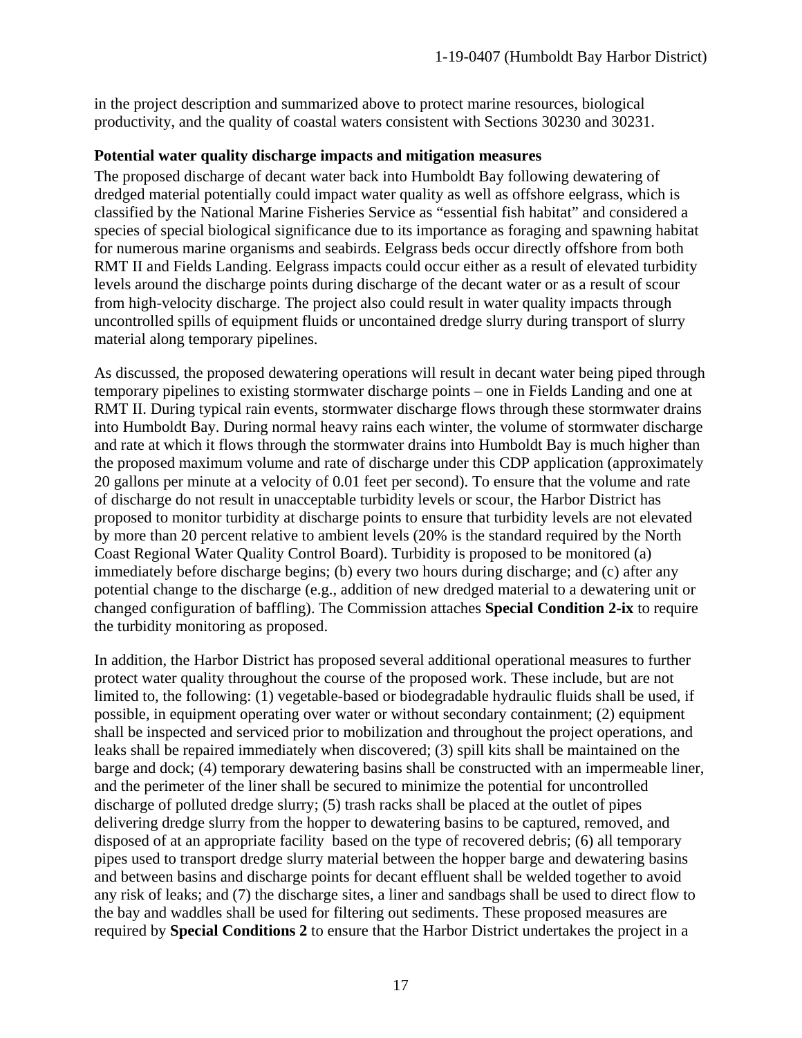in the project description and summarized above to protect marine resources, biological productivity, and the quality of coastal waters consistent with Sections 30230 and 30231.

**Potential water quality discharge impacts and mitigation measures**

The proposed discharge of decant water back into Humboldt Bay following dewatering of dredged material potentially could impact water quality as well as offshore eelgrass, which is classified by the National Marine Fisheries Service as "essential fish habitat" and considered a species of special biological significance due to its importance as foraging and spawning habitat for numerous marine organisms and seabirds. Eelgrass beds occur directly offshore from both RMT II and Fields Landing. Eelgrass impacts could occur either as a result of elevated turbidity levels around the discharge points during discharge of the decant water or as a result of scour from high-velocity discharge. The project also could result in water quality impacts through uncontrolled spills of equipment fluids or uncontained dredge slurry during transport of slurry material along temporary pipelines.

As discussed, the proposed dewatering operations will result in decant water being piped through temporary pipelines to existing stormwater discharge points – one in Fields Landing and one at RMT II. During typical rain events, stormwater discharge flows through these stormwater drains into Humboldt Bay. During normal heavy rains each winter, the volume of stormwater discharge and rate at which it flows through the stormwater drains into Humboldt Bay is much higher than the proposed maximum volume and rate of discharge under this CDP application (approximately 20 gallons per minute at a velocity of 0.01 feet per second). To ensure that the volume and rate of discharge do not result in unacceptable turbidity levels or scour, the Harbor District has proposed to monitor turbidity at discharge points to ensure that turbidity levels are not elevated by more than 20 percent relative to ambient levels (20% is the standard required by the North Coast Regional Water Quality Control Board). Turbidity is proposed to be monitored (a) immediately before discharge begins; (b) every two hours during discharge; and (c) after any potential change to the discharge (e.g., addition of new dredged material to a dewatering unit or changed configuration of baffling). The Commission attaches **Special Condition 2-ix** to require the turbidity monitoring as proposed.

In addition, the Harbor District has proposed several additional operational measures to further protect water quality throughout the course of the proposed work. These include, but are not limited to, the following: (1) vegetable-based or biodegradable hydraulic fluids shall be used, if possible, in equipment operating over water or without secondary containment; (2) equipment shall be inspected and serviced prior to mobilization and throughout the project operations, and leaks shall be repaired immediately when discovered; (3) spill kits shall be maintained on the barge and dock; (4) temporary dewatering basins shall be constructed with an impermeable liner, and the perimeter of the liner shall be secured to minimize the potential for uncontrolled discharge of polluted dredge slurry; (5) trash racks shall be placed at the outlet of pipes delivering dredge slurry from the hopper to dewatering basins to be captured, removed, and disposed of at an appropriate facility based on the type of recovered debris; (6) all temporary pipes used to transport dredge slurry material between the hopper barge and dewatering basins and between basins and discharge points for decant effluent shall be welded together to avoid any risk of leaks; and (7) the discharge sites, a liner and sandbags shall be used to direct flow to the bay and waddles shall be used for filtering out sediments. These proposed measures are required by **Special Conditions 2** to ensure that the Harbor District undertakes the project in a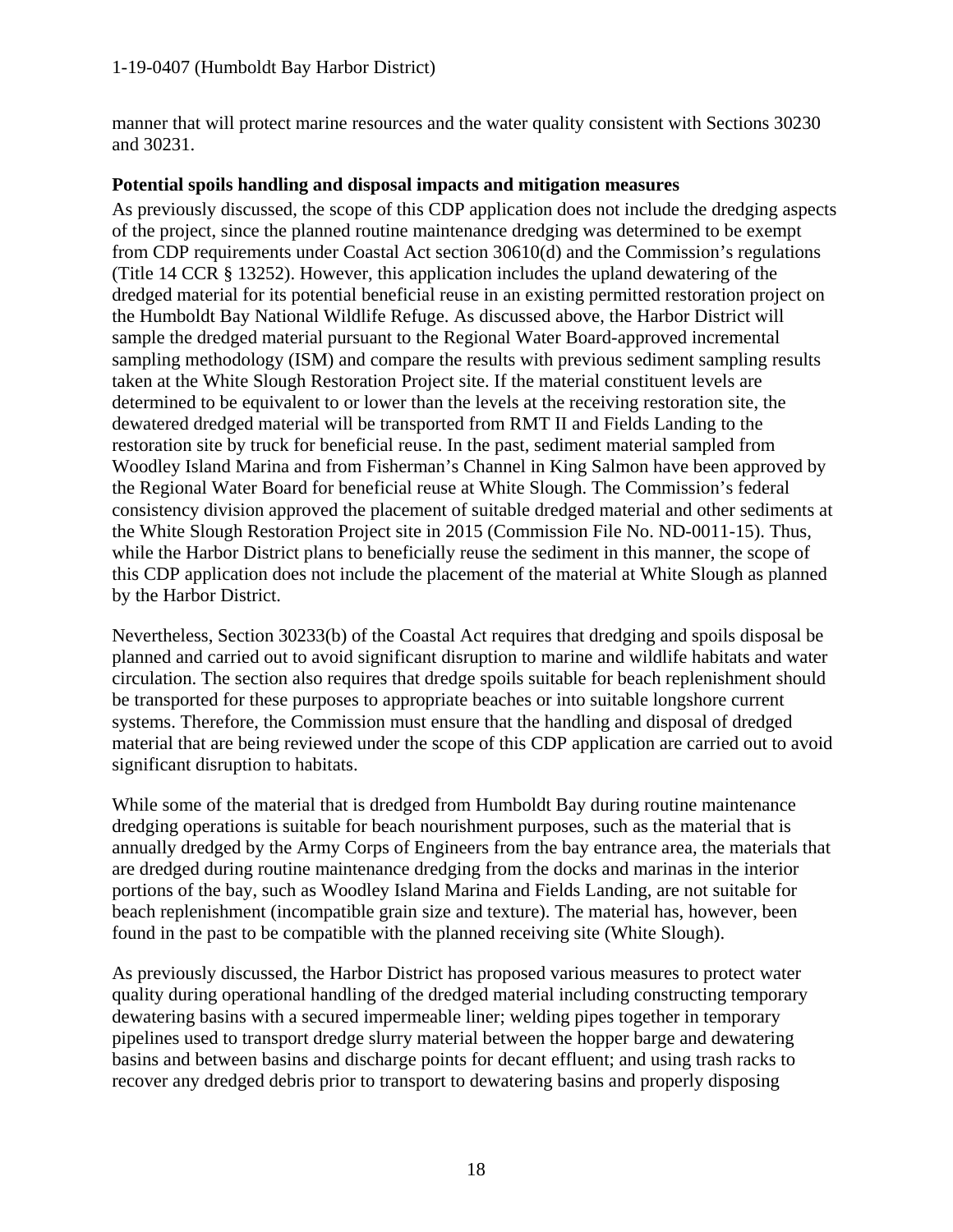manner that will protect marine resources and the water quality consistent with Sections 30230 and 30231.

**Potential spoils handling and disposal impacts and mitigation measures**

As previously discussed, the scope of this CDP application does not include the dredging aspects of the project, since the planned routine maintenance dredging was determined to be exempt from CDP requirements under Coastal Act section 30610(d) and the Commission's regulations (Title 14 CCR § 13252). However, this application includes the upland dewatering of the dredged material for its potential beneficial reuse in an existing permitted restoration project on the Humboldt Bay National Wildlife Refuge. As discussed above, the Harbor District will sample the dredged material pursuant to the Regional Water Board-approved incremental sampling methodology (ISM) and compare the results with previous sediment sampling results taken at the White Slough Restoration Project site. If the material constituent levels are determined to be equivalent to or lower than the levels at the receiving restoration site, the dewatered dredged material will be transported from RMT II and Fields Landing to the restoration site by truck for beneficial reuse. In the past, sediment material sampled from Woodley Island Marina and from Fisherman's Channel in King Salmon have been approved by the Regional Water Board for beneficial reuse at White Slough. The Commission's federal consistency division approved the placement of suitable dredged material and other sediments at the White Slough Restoration Project site in 2015 (Commission File No. ND-0011-15). Thus, while the Harbor District plans to beneficially reuse the sediment in this manner, the scope of this CDP application does not include the placement of the material at White Slough as planned by the Harbor District.

Nevertheless, Section 30233(b) of the Coastal Act requires that dredging and spoils disposal be planned and carried out to avoid significant disruption to marine and wildlife habitats and water circulation. The section also requires that dredge spoils suitable for beach replenishment should be transported for these purposes to appropriate beaches or into suitable longshore current systems. Therefore, the Commission must ensure that the handling and disposal of dredged material that are being reviewed under the scope of this CDP application are carried out to avoid significant disruption to habitats.

While some of the material that is dredged from Humboldt Bay during routine maintenance dredging operations is suitable for beach nourishment purposes, such as the material that is annually dredged by the Army Corps of Engineers from the bay entrance area, the materials that are dredged during routine maintenance dredging from the docks and marinas in the interior portions of the bay, such as Woodley Island Marina and Fields Landing, are not suitable for beach replenishment (incompatible grain size and texture). The material has, however, been found in the past to be compatible with the planned receiving site (White Slough).

As previously discussed, the Harbor District has proposed various measures to protect water quality during operational handling of the dredged material including constructing temporary dewatering basins with a secured impermeable liner; welding pipes together in temporary pipelines used to transport dredge slurry material between the hopper barge and dewatering basins and between basins and discharge points for decant effluent; and using trash racks to recover any dredged debris prior to transport to dewatering basins and properly disposing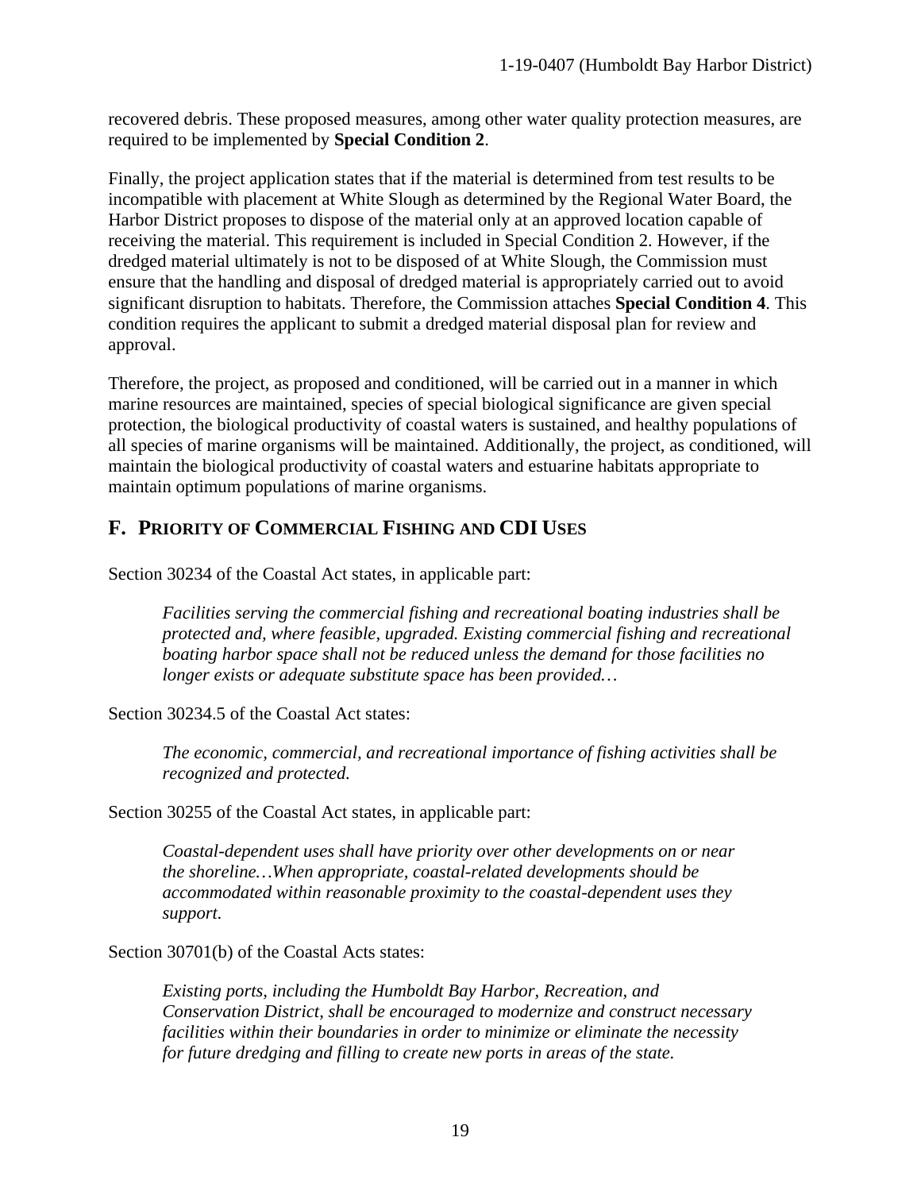recovered debris. These proposed measures, among other water quality protection measures, are required to be implemented by **Special Condition 2**.

Finally, the project application states that if the material is determined from test results to be incompatible with placement at White Slough as determined by the Regional Water Board, the Harbor District proposes to dispose of the material only at an approved location capable of receiving the material. This requirement is included in Special Condition 2. However, if the dredged material ultimately is not to be disposed of at White Slough, the Commission must ensure that the handling and disposal of dredged material is appropriately carried out to avoid significant disruption to habitats. Therefore, the Commission attaches **Special Condition 4**. This condition requires the applicant to submit a dredged material disposal plan for review and approval.

Therefore, the project, as proposed and conditioned, will be carried out in a manner in which marine resources are maintained, species of special biological significance are given special protection, the biological productivity of coastal waters is sustained, and healthy populations of all species of marine organisms will be maintained. Additionally, the project, as conditioned, will maintain the biological productivity of coastal waters and estuarine habitats appropriate to maintain optimum populations of marine organisms.

## F. Priority of Commercial Fishing and CDI Uses

Section 30234 of the Coastal Act states, in applicable part:

> *Facilities serving the commercial fishing and recreational boating industries shall be protected and, where feasible, upgraded. Existing commercial fishing and recreational boating harbor space shall not be reduced unless the demand for those facilities no longer exists or adequate substitute space has been provided…*

Section 30234.5 of the Coastal Act states:

> *The economic, commercial, and recreational importance of fishing activities shall be recognized and protected.*

Section 30255 of the Coastal Act states, in applicable part:

> *Coastal-dependent uses shall have priority over other developments on or near the shoreline…When appropriate, coastal-related developments should be accommodated within reasonable proximity to the coastal-dependent uses they support.*

Section 30701(b) of the Coastal Acts states:

> *Existing ports, including the Humboldt Bay Harbor, Recreation, and Conservation District, shall be encouraged to modernize and construct necessary facilities within their boundaries in order to minimize or eliminate the necessity for future dredging and filling to create new ports in areas of the state.*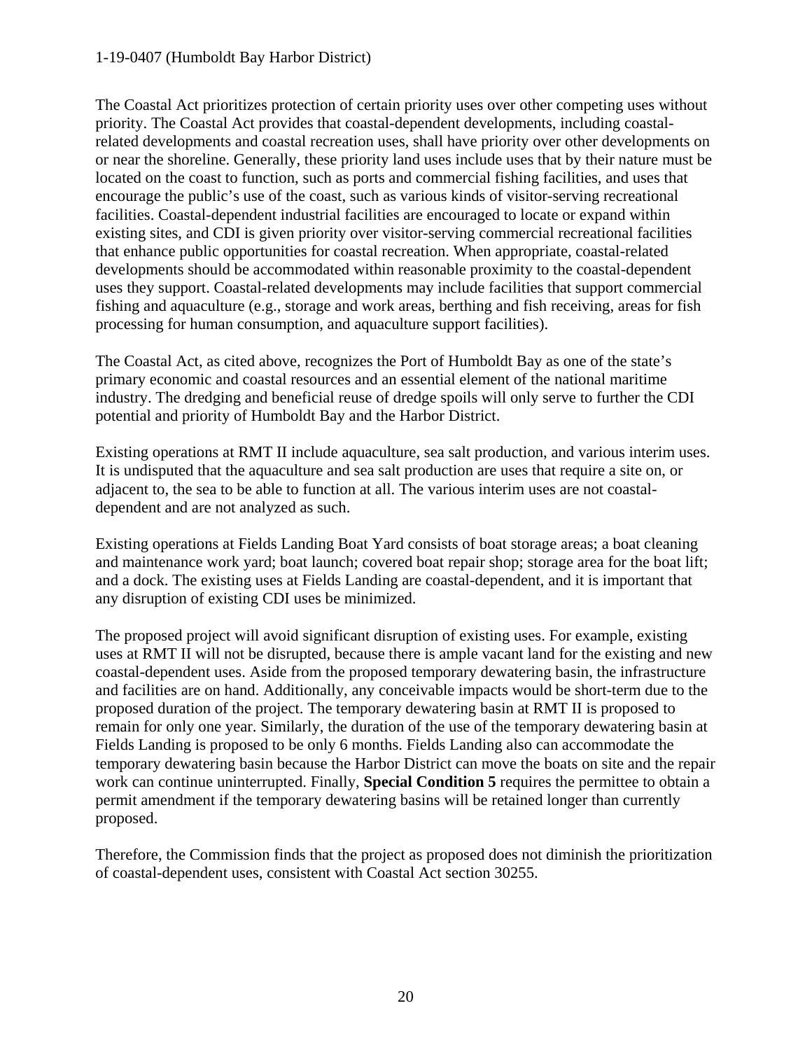The Coastal Act prioritizes protection of certain priority uses over other competing uses without priority. The Coastal Act provides that coastal-dependent developments, including coastal-related developments and coastal recreation uses, shall have priority over other developments on or near the shoreline. Generally, these priority land uses include uses that by their nature must be located on the coast to function, such as ports and commercial fishing facilities, and uses that encourage the public's use of the coast, such as various kinds of visitor-serving recreational facilities. Coastal-dependent industrial facilities are encouraged to locate or expand within existing sites, and CDI is given priority over visitor-serving commercial recreational facilities that enhance public opportunities for coastal recreation. When appropriate, coastal-related developments should be accommodated within reasonable proximity to the coastal-dependent uses they support. Coastal-related developments may include facilities that support commercial fishing and aquaculture (e.g., storage and work areas, berthing and fish receiving, areas for fish processing for human consumption, and aquaculture support facilities).

The Coastal Act, as cited above, recognizes the Port of Humboldt Bay as one of the state's primary economic and coastal resources and an essential element of the national maritime industry. The dredging and beneficial reuse of dredge spoils will only serve to further the CDI potential and priority of Humboldt Bay and the Harbor District.

Existing operations at RMT II include aquaculture, sea salt production, and various interim uses. It is undisputed that the aquaculture and sea salt production are uses that require a site on, or adjacent to, the sea to be able to function at all. The various interim uses are not coastal-dependent and are not analyzed as such.

Existing operations at Fields Landing Boat Yard consists of boat storage areas; a boat cleaning and maintenance work yard; boat launch; covered boat repair shop; storage area for the boat lift; and a dock. The existing uses at Fields Landing are coastal-dependent, and it is important that any disruption of existing CDI uses be minimized.

The proposed project will avoid significant disruption of existing uses. For example, existing uses at RMT II will not be disrupted, because there is ample vacant land for the existing and new coastal-dependent uses. Aside from the proposed temporary dewatering basin, the infrastructure and facilities are on hand. Additionally, any conceivable impacts would be short-term due to the proposed duration of the project. The temporary dewatering basin at RMT II is proposed to remain for only one year. Similarly, the duration of the use of the temporary dewatering basin at Fields Landing is proposed to be only 6 months. Fields Landing also can accommodate the temporary dewatering basin because the Harbor District can move the boats on site and the repair work can continue uninterrupted. Finally, **Special Condition 5** requires the permittee to obtain a permit amendment if the temporary dewatering basins will be retained longer than currently proposed.

Therefore, the Commission finds that the project as proposed does not diminish the prioritization of coastal-dependent uses, consistent with Coastal Act section 30255.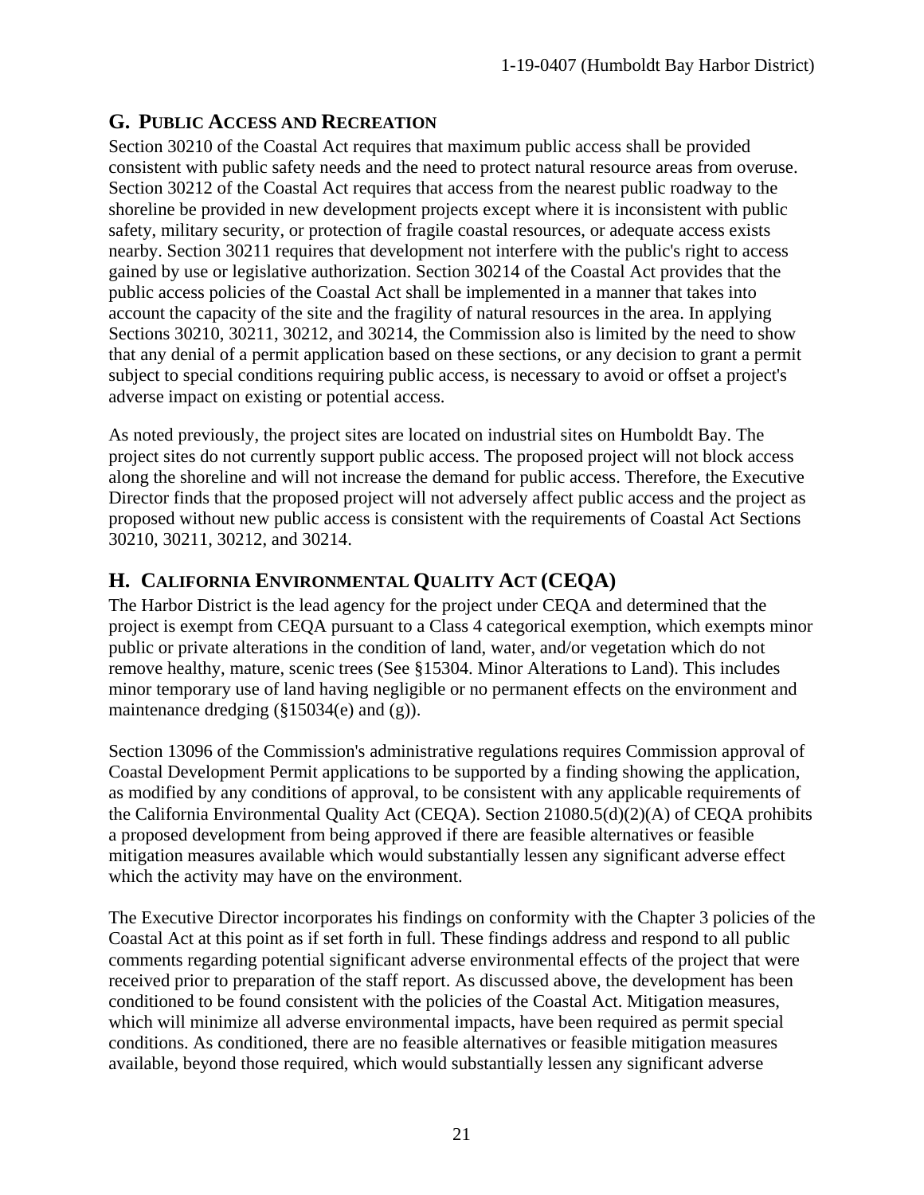## G. PUBLIC ACCESS AND RECREATION

Section 30210 of the Coastal Act requires that maximum public access shall be provided consistent with public safety needs and the need to protect natural resource areas from overuse. Section 30212 of the Coastal Act requires that access from the nearest public roadway to the shoreline be provided in new development projects except where it is inconsistent with public safety, military security, or protection of fragile coastal resources, or adequate access exists nearby. Section 30211 requires that development not interfere with the public's right to access gained by use or legislative authorization. Section 30214 of the Coastal Act provides that the public access policies of the Coastal Act shall be implemented in a manner that takes into account the capacity of the site and the fragility of natural resources in the area. In applying Sections 30210, 30211, 30212, and 30214, the Commission also is limited by the need to show that any denial of a permit application based on these sections, or any decision to grant a permit subject to special conditions requiring public access, is necessary to avoid or offset a project's adverse impact on existing or potential access.

As noted previously, the project sites are located on industrial sites on Humboldt Bay. The project sites do not currently support public access. The proposed project will not block access along the shoreline and will not increase the demand for public access. Therefore, the Executive Director finds that the proposed project will not adversely affect public access and the project as proposed without new public access is consistent with the requirements of Coastal Act Sections 30210, 30211, 30212, and 30214.

## H. CALIFORNIA ENVIRONMENTAL QUALITY ACT (CEQA)

The Harbor District is the lead agency for the project under CEQA and determined that the project is exempt from CEQA pursuant to a Class 4 categorical exemption, which exempts minor public or private alterations in the condition of land, water, and/or vegetation which do not remove healthy, mature, scenic trees (See §15304. Minor Alterations to Land). This includes minor temporary use of land having negligible or no permanent effects on the environment and maintenance dredging (§15034(e) and (g)).

Section 13096 of the Commission's administrative regulations requires Commission approval of Coastal Development Permit applications to be supported by a finding showing the application, as modified by any conditions of approval, to be consistent with any applicable requirements of the California Environmental Quality Act (CEQA). Section 21080.5(d)(2)(A) of CEQA prohibits a proposed development from being approved if there are feasible alternatives or feasible mitigation measures available which would substantially lessen any significant adverse effect which the activity may have on the environment.

The Executive Director incorporates his findings on conformity with the Chapter 3 policies of the Coastal Act at this point as if set forth in full. These findings address and respond to all public comments regarding potential significant adverse environmental effects of the project that were received prior to preparation of the staff report. As discussed above, the development has been conditioned to be found consistent with the policies of the Coastal Act. Mitigation measures, which will minimize all adverse environmental impacts, have been required as permit special conditions. As conditioned, there are no feasible alternatives or feasible mitigation measures available, beyond those required, which would substantially lessen any significant adverse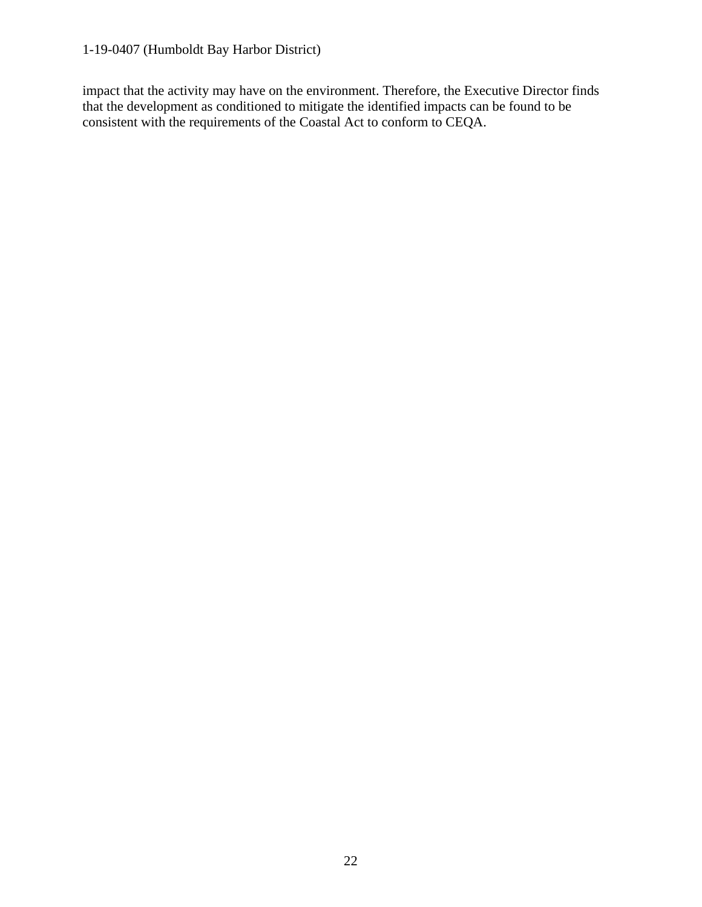impact that the activity may have on the environment. Therefore, the Executive Director finds that the development as conditioned to mitigate the identified impacts can be found to be consistent with the requirements of the Coastal Act to conform to CEQA.